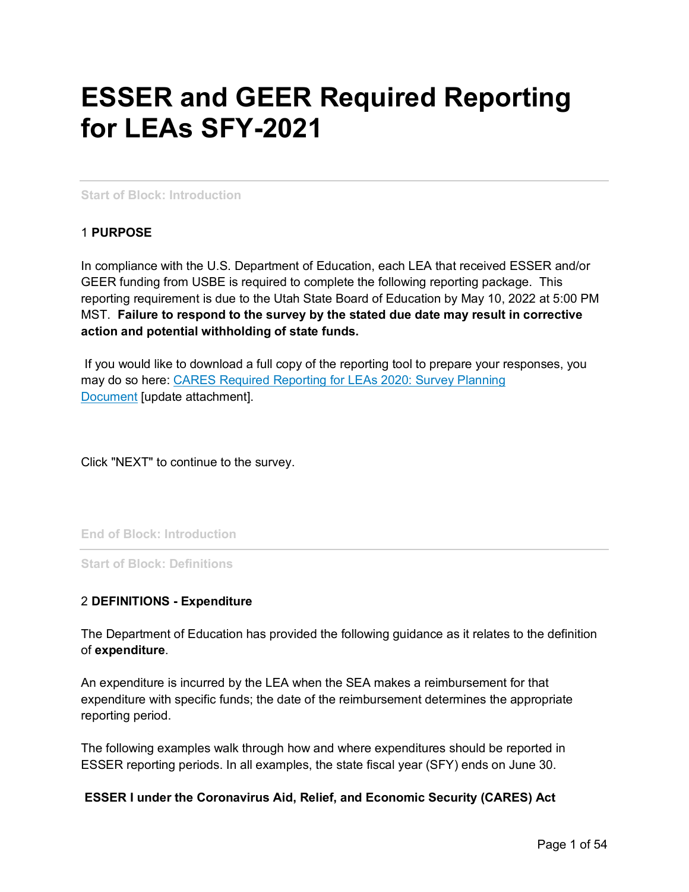# ESSER and GEER Required Reporting for LEAs SFY-2021

Start of Block: Introduction

1 **PURPOSE**

In compliance with the U.S. Department of Education, each LEA that received ESSER and/or GEER funding from USBE is required to complete the following reporting package. This reporting requirement is due to the Utah State Board of Education by May 10, 2022 at 5:00 PM MST. **Failure to respond to the survey by the stated due date may result in corrective action and potential withholding of state funds.**

If you would like to download a full copy of the reporting tool to prepare your responses, you may do so here: CARES Required Reporting for LEAs 2020: Survey Planning Document [update attachment].

Click "NEXT" to continue to the survey.

End of Block: Introduction

Start of Block: Definitions

2 **DEFINITIONS - Expenditure**

The Department of Education has provided the following guidance as it relates to the definition of **expenditure**.

An expenditure is incurred by the LEA when the SEA makes a reimbursement for that expenditure with specific funds; the date of the reimbursement determines the appropriate reporting period.

The following examples walk through how and where expenditures should be reported in ESSER reporting periods. In all examples, the state fiscal year (SFY) ends on June 30.

**ESSER I under the Coronavirus Aid, Relief, and Economic Security (CARES) Act**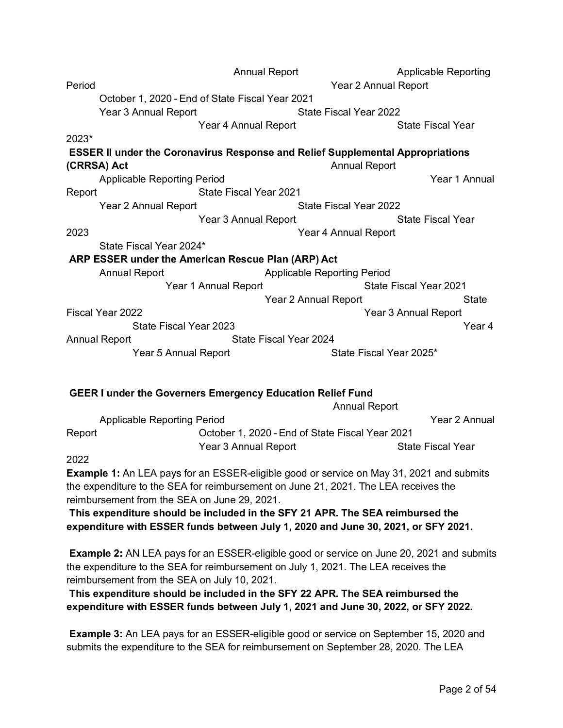| Annual Report | Applicable Reporting Period |
| --- | --- |
| Year 2 Annual Report | October 1, 2020 - End of State Fiscal Year 2021 |
| Year 3 Annual Report | State Fiscal Year 2022 |
| Year 4 Annual Report | State Fiscal Year 2023* |

**ESSER II under the Coronavirus Response and Relief Supplemental Appropriations (CRRSA) Act**

| Annual Report | Applicable Reporting Period |
| --- | --- |
| Year 1 Annual Report | State Fiscal Year 2021 |
| Year 2 Annual Report | State Fiscal Year 2022 |
| Year 3 Annual Report | State Fiscal Year 2023 |
| Year 4 Annual Report | State Fiscal Year 2024* |

**ARP ESSER under the American Rescue Plan (ARP) Act**

| Annual Report | Applicable Reporting Period |
| --- | --- |
| Year 1 Annual Report | State Fiscal Year 2021 |
| Year 2 Annual Report | State Fiscal Year 2022 |
| Year 3 Annual Report | State Fiscal Year 2023 |
| Year 4 Annual Report | State Fiscal Year 2024 |
| Year 5 Annual Report | State Fiscal Year 2025* |

**GEER I under the Governers Emergency Education Relief Fund**

| Annual Report | Applicable Reporting Period |
| --- | --- |
| Year 2 Annual Report | October 1, 2020 - End of State Fiscal Year 2021 |
| Year 3 Annual Report | State Fiscal Year 2022 |

**Example 1:** An LEA pays for an ESSER-eligible good or service on May 31, 2021 and submits the expenditure to the SEA for reimbursement on June 21, 2021. The LEA receives the reimbursement from the SEA on June 29, 2021.

**This expenditure should be included in the SFY 21 APR. The SEA reimbursed the expenditure with ESSER funds between July 1, 2020 and June 30, 2021, or SFY 2021.**

**Example 2:** AN LEA pays for an ESSER-eligible good or service on June 20, 2021 and submits the expenditure to the SEA for reimbursement on July 1, 2021. The LEA receives the reimbursement from the SEA on July 10, 2021.

**This expenditure should be included in the SFY 22 APR. The SEA reimbursed the expenditure with ESSER funds between July 1, 2021 and June 30, 2022, or SFY 2022.**

**Example 3:** An LEA pays for an ESSER-eligible good or service on September 15, 2020 and submits the expenditure to the SEA for reimbursement on September 28, 2020. The LEA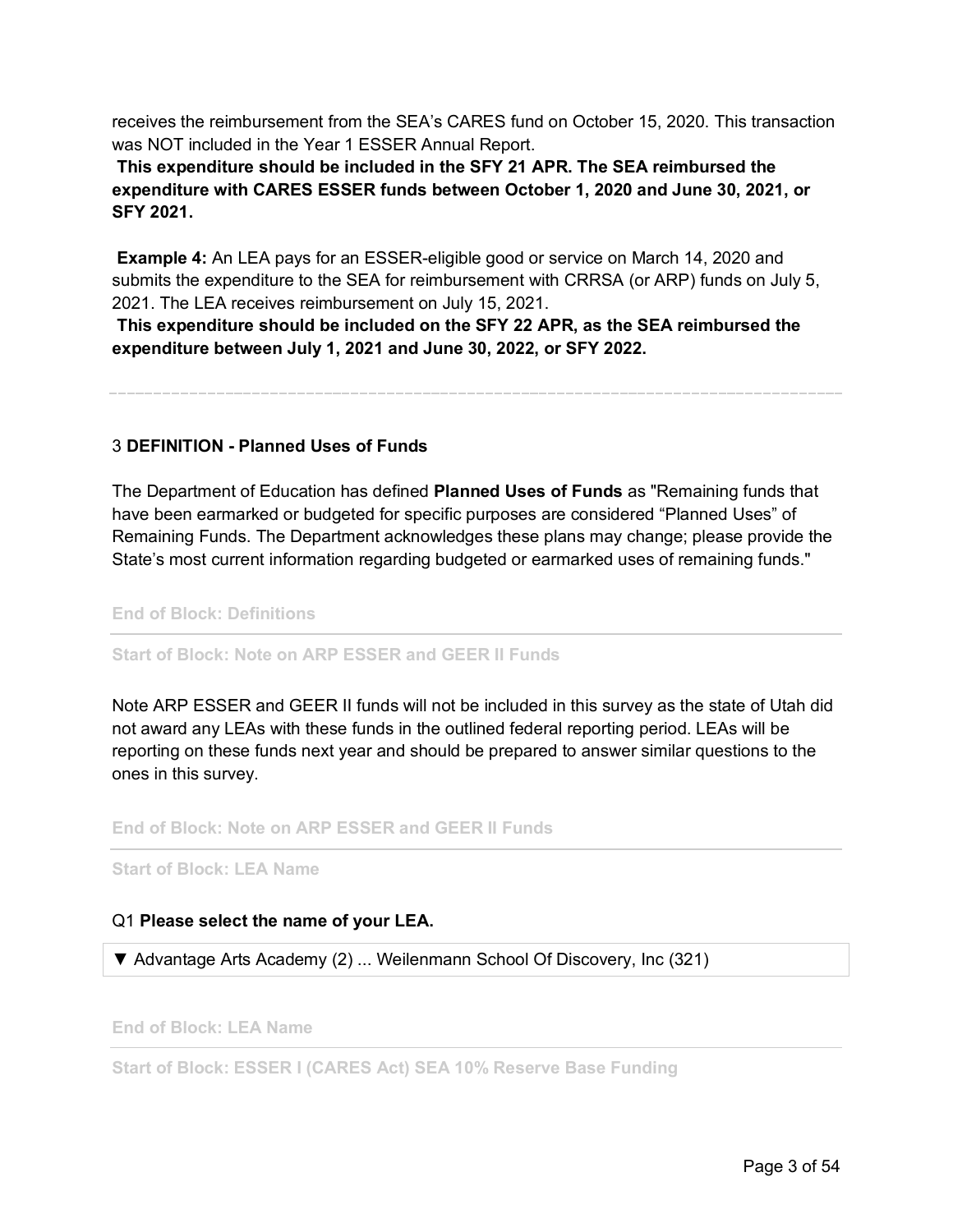receives the reimbursement from the SEA's CARES fund on October 15, 2020. This transaction was NOT included in the Year 1 ESSER Annual Report.

**This expenditure should be included in the SFY 21 APR. The SEA reimbursed the expenditure with CARES ESSER funds between October 1, 2020 and June 30, 2021, or SFY 2021.**

**Example 4:** An LEA pays for an ESSER-eligible good or service on March 14, 2020 and submits the expenditure to the SEA for reimbursement with CRRSA (or ARP) funds on July 5, 2021. The LEA receives reimbursement on July 15, 2021.

**This expenditure should be included on the SFY 22 APR, as the SEA reimbursed the expenditure between July 1, 2021 and June 30, 2022, or SFY 2022.**

---

3 **DEFINITION - Planned Uses of Funds**

The Department of Education has defined **Planned Uses of Funds** as "Remaining funds that have been earmarked or budgeted for specific purposes are considered "Planned Uses" of Remaining Funds. The Department acknowledges these plans may change; please provide the State's most current information regarding budgeted or earmarked uses of remaining funds."

End of Block: Definitions

---

Start of Block: Note on ARP ESSER and GEER II Funds

Note ARP ESSER and GEER II funds will not be included in this survey as the state of Utah did not award any LEAs with these funds in the outlined federal reporting period. LEAs will be reporting on these funds next year and should be prepared to answer similar questions to the ones in this survey.

End of Block: Note on ARP ESSER and GEER II Funds

---

Start of Block: LEA Name

Q1 **Please select the name of your LEA.**

▼ Advantage Arts Academy (2) ... Weilenmann School Of Discovery, Inc (321)

End of Block: LEA Name

---

Start of Block: ESSER I (CARES Act) SEA 10% Reserve Base Funding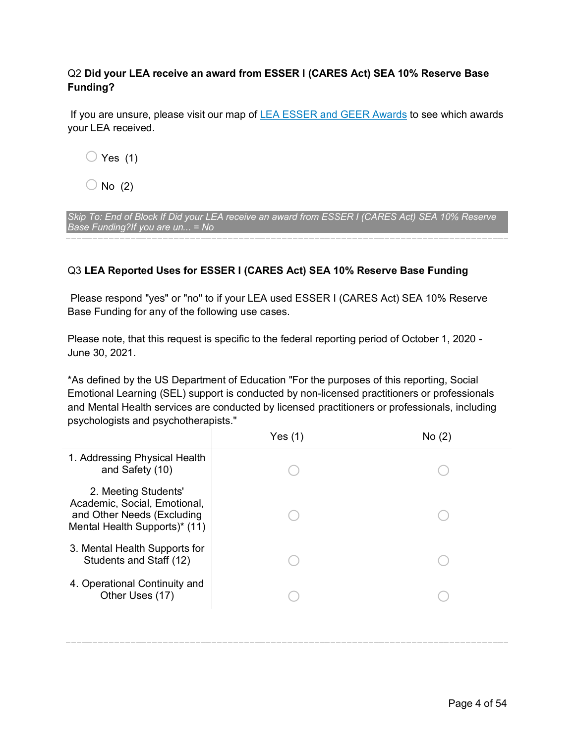Q2 **Did your LEA receive an award from ESSER I (CARES Act) SEA 10% Reserve Base Funding?**

If you are unsure, please visit our map of LEA ESSER and GEER Awards to see which awards your LEA received.

○ Yes (1)

○ No (2)

*Skip To: End of Block If Did your LEA receive an award from ESSER I (CARES Act) SEA 10% Reserve Base Funding?If you are un... = No*

---

Q3 **LEA Reported Uses for ESSER I (CARES Act) SEA 10% Reserve Base Funding**

Please respond "yes" or "no" to if your LEA used ESSER I (CARES Act) SEA 10% Reserve Base Funding for any of the following use cases.

Please note, that this request is specific to the federal reporting period of October 1, 2020 - June 30, 2021.

*As defined by the US Department of Education "For the purposes of this reporting, Social Emotional Learning (SEL) support is conducted by non-licensed practitioners or professionals and Mental Health services are conducted by licensed practitioners or professionals, including psychologists and psychotherapists."

| | Yes (1) | No (2) |
|---|---|---|
| 1. Addressing Physical Health and Safety (10) | ○ | ○ |
| 2. Meeting Students' Academic, Social, Emotional, and Other Needs (Excluding Mental Health Supports)* (11) | ○ | ○ |
| 3. Mental Health Supports for Students and Staff (12) | ○ | ○ |
| 4. Operational Continuity and Other Uses (17) | ○ | ○ |

---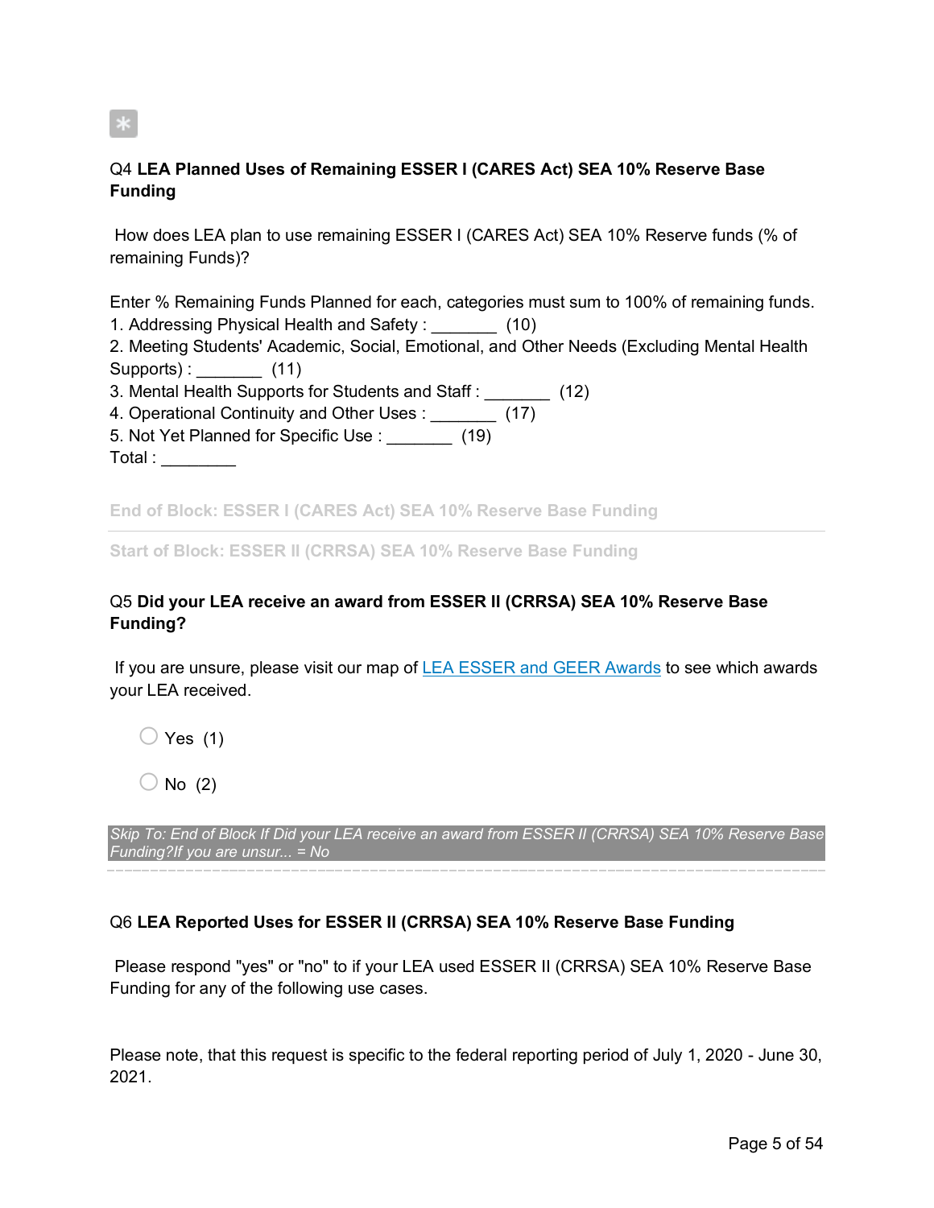Q4 **LEA Planned Uses of Remaining ESSER I (CARES Act) SEA 10% Reserve Base Funding**

How does LEA plan to use remaining ESSER I (CARES Act) SEA 10% Reserve funds (% of remaining Funds)?

Enter % Remaining Funds Planned for each, categories must sum to 100% of remaining funds.

1. Addressing Physical Health and Safety : _______ (10)
2. Meeting Students' Academic, Social, Emotional, and Other Needs (Excluding Mental Health Supports) : _______ (11)
3. Mental Health Supports for Students and Staff : _______ (12)
4. Operational Continuity and Other Uses : _______ (17)
5. Not Yet Planned for Specific Use : _______ (19)

Total : ________

End of Block: ESSER I (CARES Act) SEA 10% Reserve Base Funding

---

Start of Block: ESSER II (CRRSA) SEA 10% Reserve Base Funding

Q5 **Did your LEA receive an award from ESSER II (CRRSA) SEA 10% Reserve Base Funding?**

If you are unsure, please visit our map of LEA ESSER and GEER Awards to see which awards your LEA received.

- Yes (1)
- No (2)

*Skip To: End of Block If Did your LEA receive an award from ESSER II (CRRSA) SEA 10% Reserve Base Funding?If you are unsur... = No*

Q6 **LEA Reported Uses for ESSER II (CRRSA) SEA 10% Reserve Base Funding**

Please respond "yes" or "no" to if your LEA used ESSER II (CRRSA) SEA 10% Reserve Base Funding for any of the following use cases.

Please note, that this request is specific to the federal reporting period of July 1, 2020 - June 30, 2021.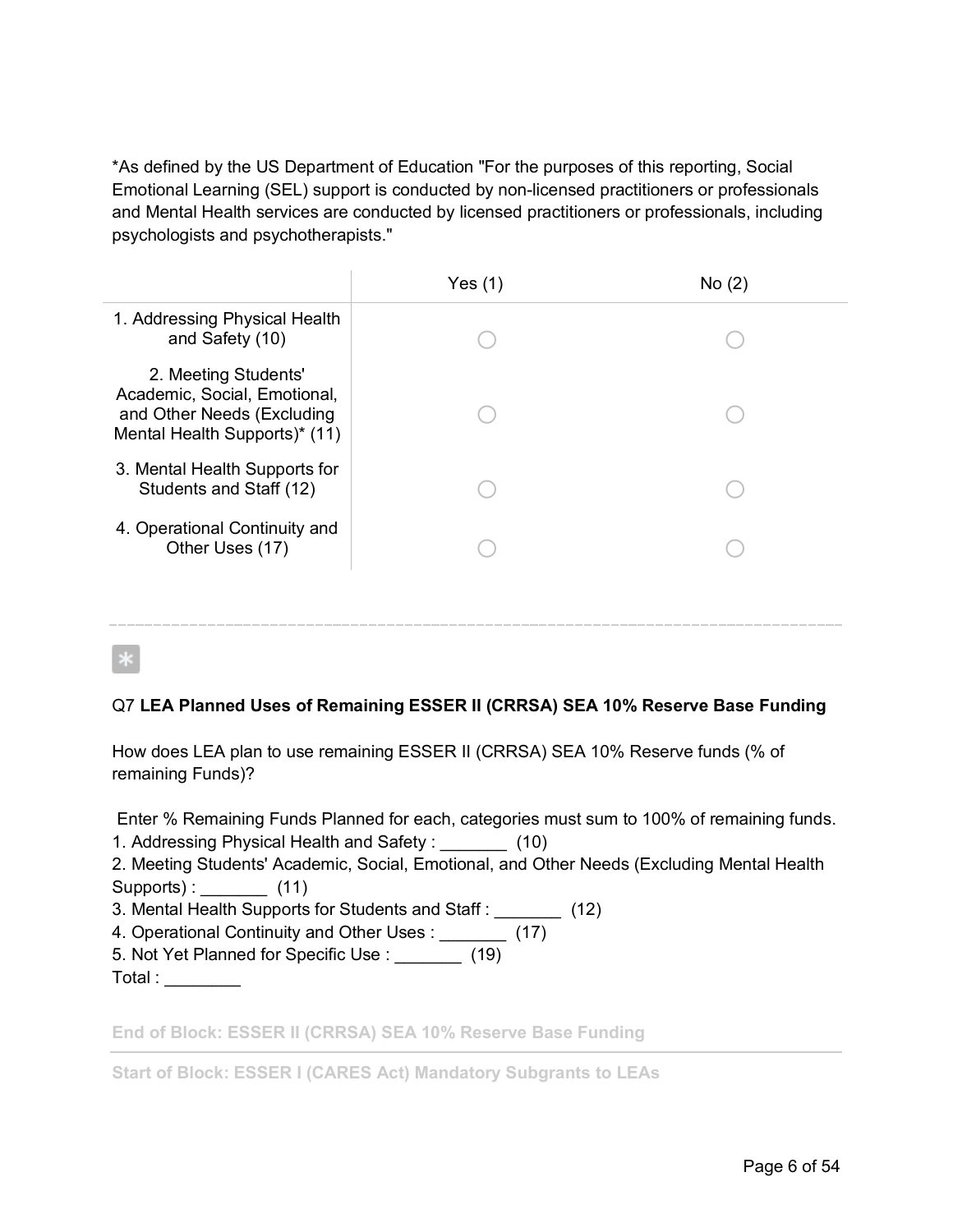*As defined by the US Department of Education "For the purposes of this reporting, Social Emotional Learning (SEL) support is conducted by non-licensed practitioners or professionals and Mental Health services are conducted by licensed practitioners or professionals, including psychologists and psychotherapists."

| | Yes (1) | No (2) |
|---|---|---|
| 1. Addressing Physical Health and Safety (10) | ○ | ○ |
| 2. Meeting Students' Academic, Social, Emotional, and Other Needs (Excluding Mental Health Supports)* (11) | ○ | ○ |
| 3. Mental Health Supports for Students and Staff (12) | ○ | ○ |
| 4. Operational Continuity and Other Uses (17) | ○ | ○ |

---

*

Q7 **LEA Planned Uses of Remaining ESSER II (CRRSA) SEA 10% Reserve Base Funding**

How does LEA plan to use remaining ESSER II (CRRSA) SEA 10% Reserve funds (% of remaining Funds)?

Enter % Remaining Funds Planned for each, categories must sum to 100% of remaining funds.
1. Addressing Physical Health and Safety : _______ (10)
2. Meeting Students' Academic, Social, Emotional, and Other Needs (Excluding Mental Health Supports) : _______ (11)
3. Mental Health Supports for Students and Staff : _______ (12)
4. Operational Continuity and Other Uses : _______ (17)
5. Not Yet Planned for Specific Use : _______ (19)
Total : ________

End of Block: ESSER II (CRRSA) SEA 10% Reserve Base Funding

---

Start of Block: ESSER I (CARES Act) Mandatory Subgrants to LEAs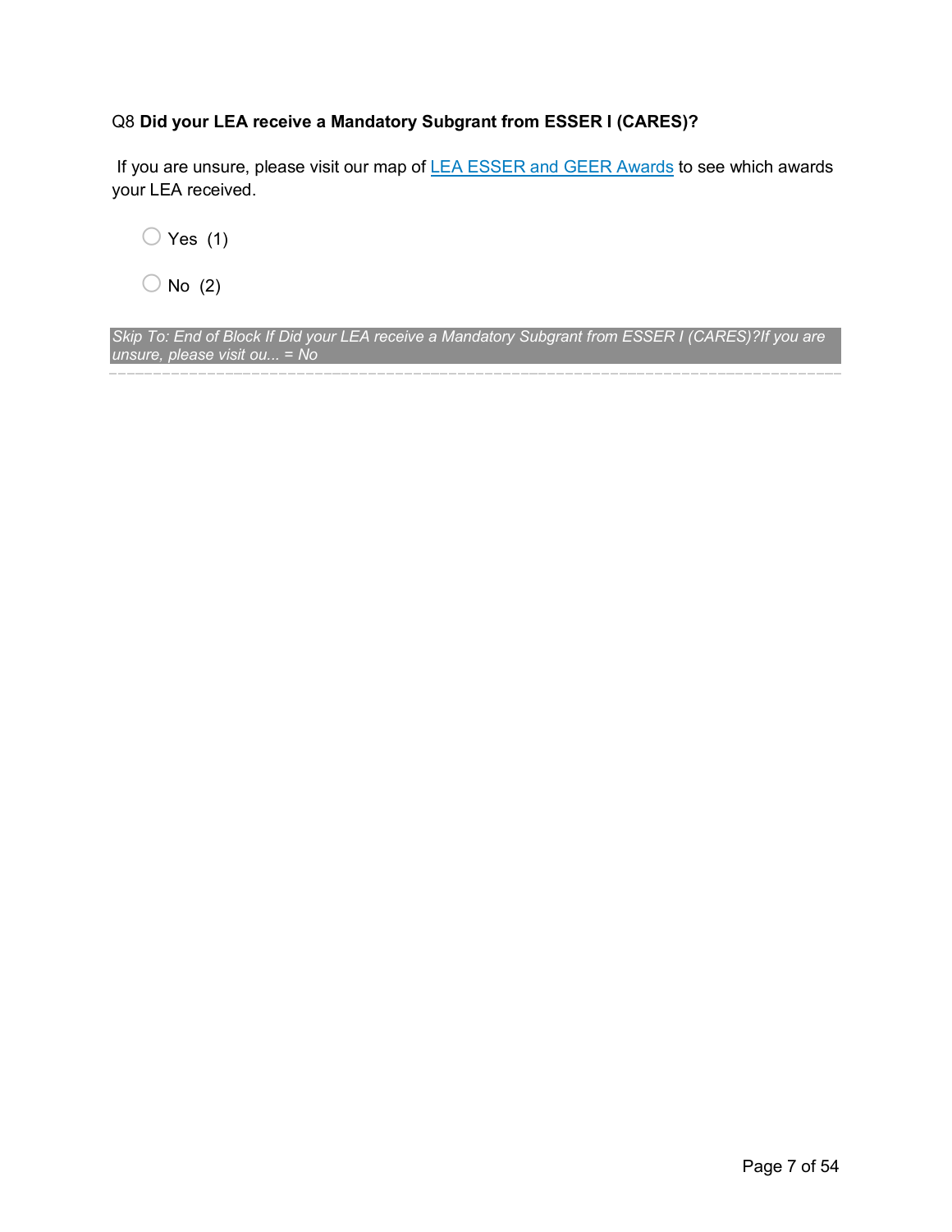Q8 **Did your LEA receive a Mandatory Subgrant from ESSER I (CARES)?**

If you are unsure, please visit our map of [LEA ESSER and GEER Awards]() to see which awards your LEA received.

○ Yes (1)

○ No (2)

*Skip To: End of Block If Did your LEA receive a Mandatory Subgrant from ESSER I (CARES)?If you are unsure, please visit ou... = No*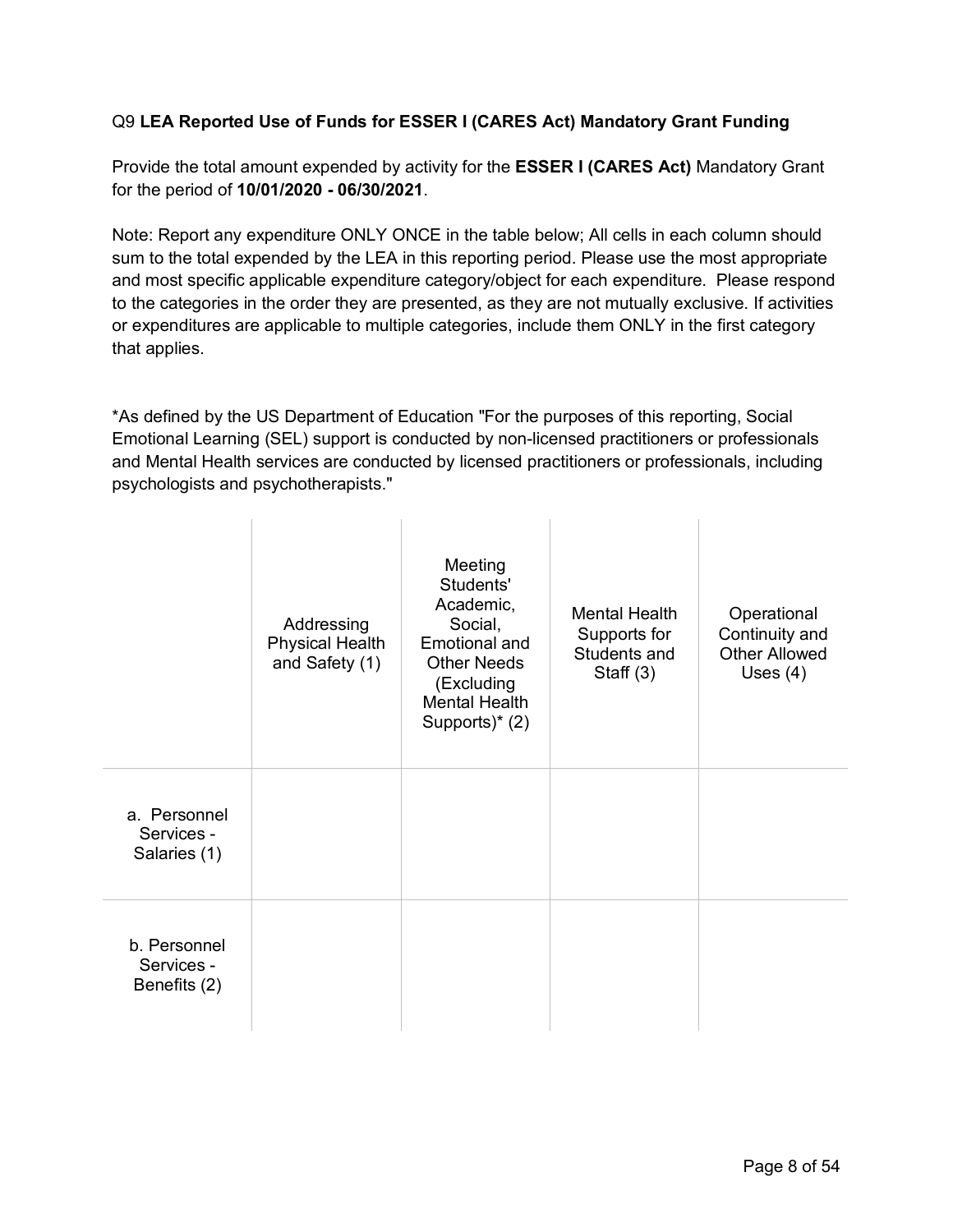Q9 **LEA Reported Use of Funds for ESSER I (CARES Act) Mandatory Grant Funding**

Provide the total amount expended by activity for the **ESSER I (CARES Act)** Mandatory Grant for the period of **10/01/2020 - 06/30/2021**.

Note: Report any expenditure ONLY ONCE in the table below; All cells in each column should sum to the total expended by the LEA in this reporting period. Please use the most appropriate and most specific applicable expenditure category/object for each expenditure. Please respond to the categories in the order they are presented, as they are not mutually exclusive. If activities or expenditures are applicable to multiple categories, include them ONLY in the first category that applies.

*As defined by the US Department of Education "For the purposes of this reporting, Social Emotional Learning (SEL) support is conducted by non-licensed practitioners or professionals and Mental Health services are conducted by licensed practitioners or professionals, including psychologists and psychotherapists."

| | Addressing Physical Health and Safety (1) | Meeting Students' Academic, Social, Emotional and Other Needs (Excluding Mental Health Supports)* (2) | Mental Health Supports for Students and Staff (3) | Operational Continuity and Other Allowed Uses (4) |
|---|---|---|---|---|
| a. Personnel Services - Salaries (1) | | | | |
| b. Personnel Services - Benefits (2) | | | | |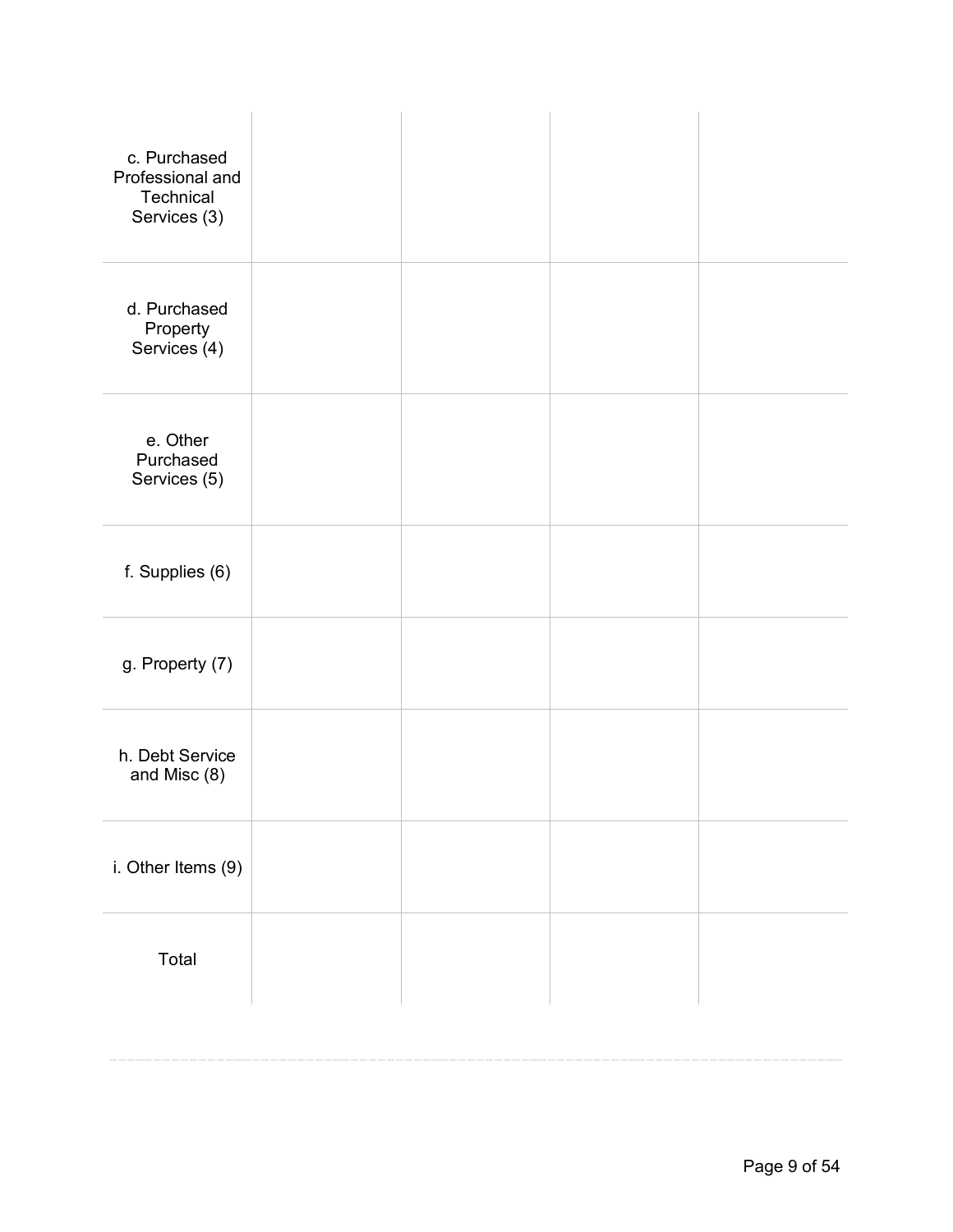| | | | | |
|---|---|---|---|---|
| c. Purchased Professional and Technical Services (3) | | | | |
| d. Purchased Property Services (4) | | | | |
| e. Other Purchased Services (5) | | | | |
| f. Supplies (6) | | | | |
| g. Property (7) | | | | |
| h. Debt Service and Misc (8) | | | | |
| i. Other Items (9) | | | | |
| Total | | | | |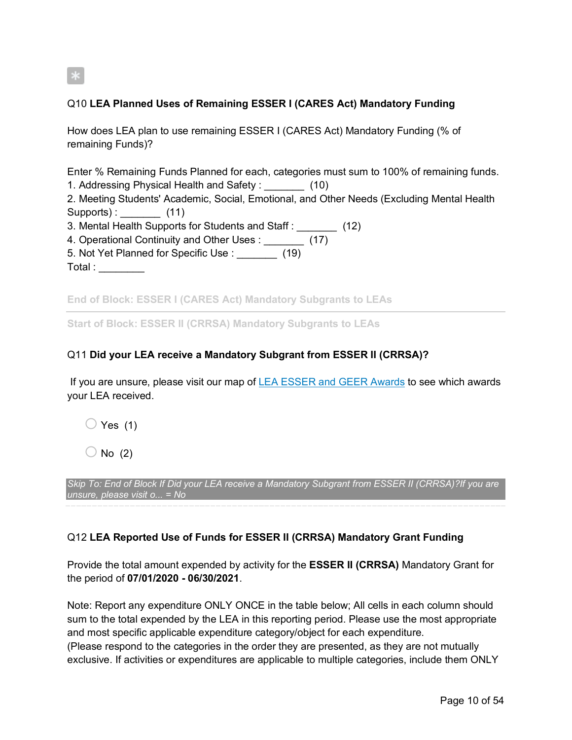Q10 **LEA Planned Uses of Remaining ESSER I (CARES Act) Mandatory Funding**

How does LEA plan to use remaining ESSER I (CARES Act) Mandatory Funding (% of remaining Funds)?

Enter % Remaining Funds Planned for each, categories must sum to 100% of remaining funds.
1. Addressing Physical Health and Safety : _______ (10)
2. Meeting Students' Academic, Social, Emotional, and Other Needs (Excluding Mental Health Supports) : _______ (11)
3. Mental Health Supports for Students and Staff : _______ (12)
4. Operational Continuity and Other Uses : _______ (17)
5. Not Yet Planned for Specific Use : _______ (19)

Total : ________

End of Block: ESSER I (CARES Act) Mandatory Subgrants to LEAs

Start of Block: ESSER II (CRRSA) Mandatory Subgrants to LEAs

Q11 **Did your LEA receive a Mandatory Subgrant from ESSER II (CRRSA)?**

If you are unsure, please visit our map of LEA ESSER and GEER Awards to see which awards your LEA received.

- ○ Yes (1)
- ○ No (2)

*Skip To: End of Block If Did your LEA receive a Mandatory Subgrant from ESSER II (CRRSA)?If you are unsure, please visit o... = No*

Q12 **LEA Reported Use of Funds for ESSER II (CRRSA) Mandatory Grant Funding**

Provide the total amount expended by activity for the **ESSER II (CRRSA)** Mandatory Grant for the period of **07/01/2020 - 06/30/2021**.

Note: Report any expenditure ONLY ONCE in the table below; All cells in each column should sum to the total expended by the LEA in this reporting period. Please use the most appropriate and most specific applicable expenditure category/object for each expenditure.
(Please respond to the categories in the order they are presented, as they are not mutually exclusive. If activities or expenditures are applicable to multiple categories, include them ONLY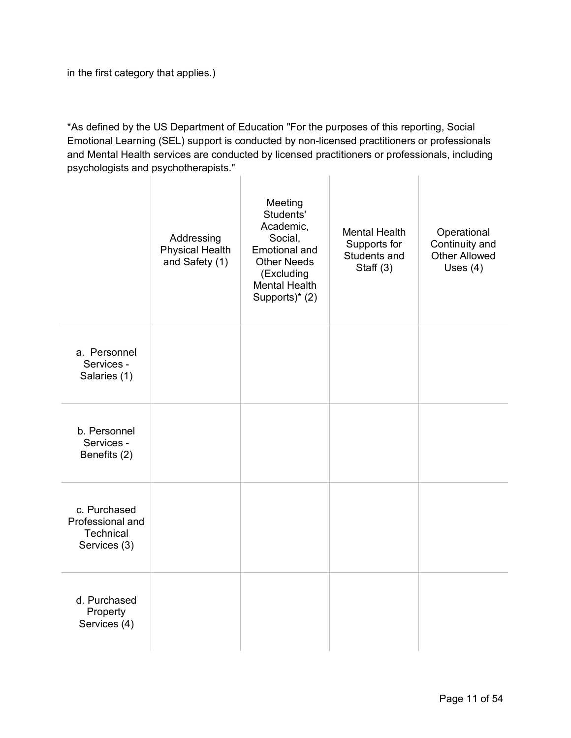in the first category that applies.)

*As defined by the US Department of Education "For the purposes of this reporting, Social Emotional Learning (SEL) support is conducted by non-licensed practitioners or professionals and Mental Health services are conducted by licensed practitioners or professionals, including psychologists and psychotherapists."

| | Addressing Physical Health and Safety (1) | Meeting Students' Academic, Social, Emotional and Other Needs (Excluding Mental Health Supports)* (2) | Mental Health Supports for Students and Staff (3) | Operational Continuity and Other Allowed Uses (4) |
|---|---|---|---|---|
| a. Personnel Services - Salaries (1) | | | | |
| b. Personnel Services - Benefits (2) | | | | |
| c. Purchased Professional and Technical Services (3) | | | | |
| d. Purchased Property Services (4) | | | | |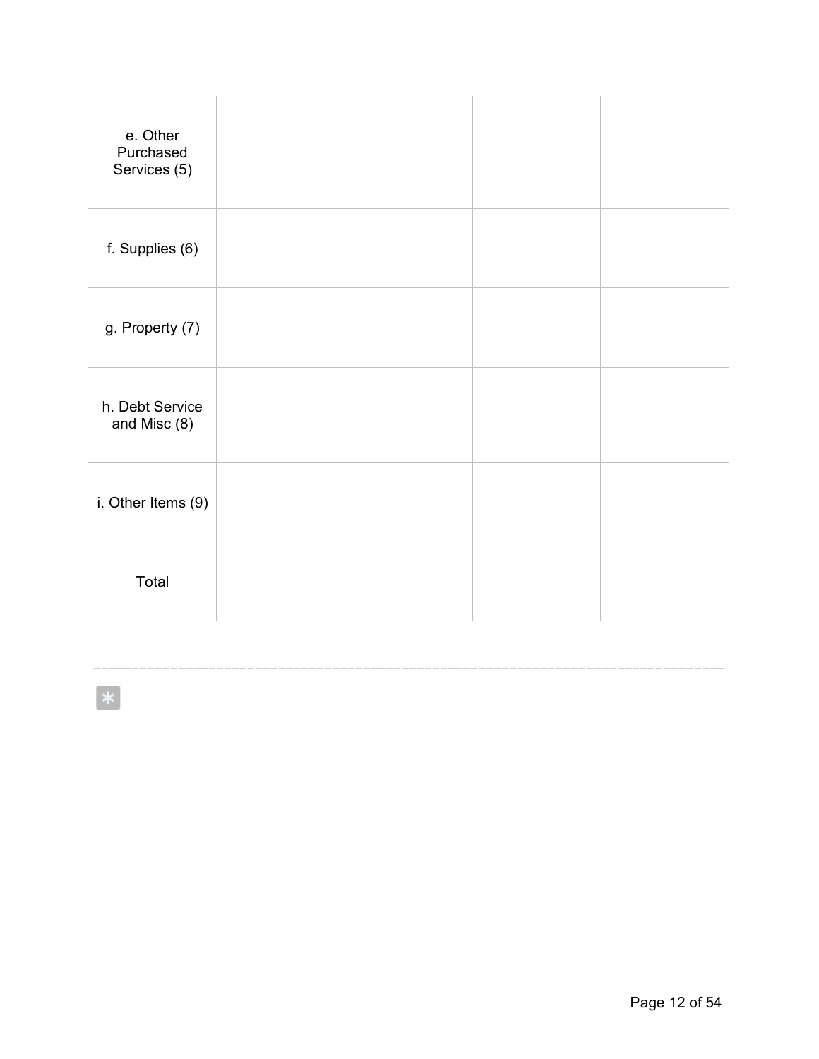| | | | | |
|---|---|---|---|---|
| e. Other Purchased Services (5) | | | | |
| f. Supplies (6) | | | | |
| g. Property (7) | | | | |
| h. Debt Service and Misc (8) | | | | |
| i. Other Items (9) | | | | |
| Total | | | | |

---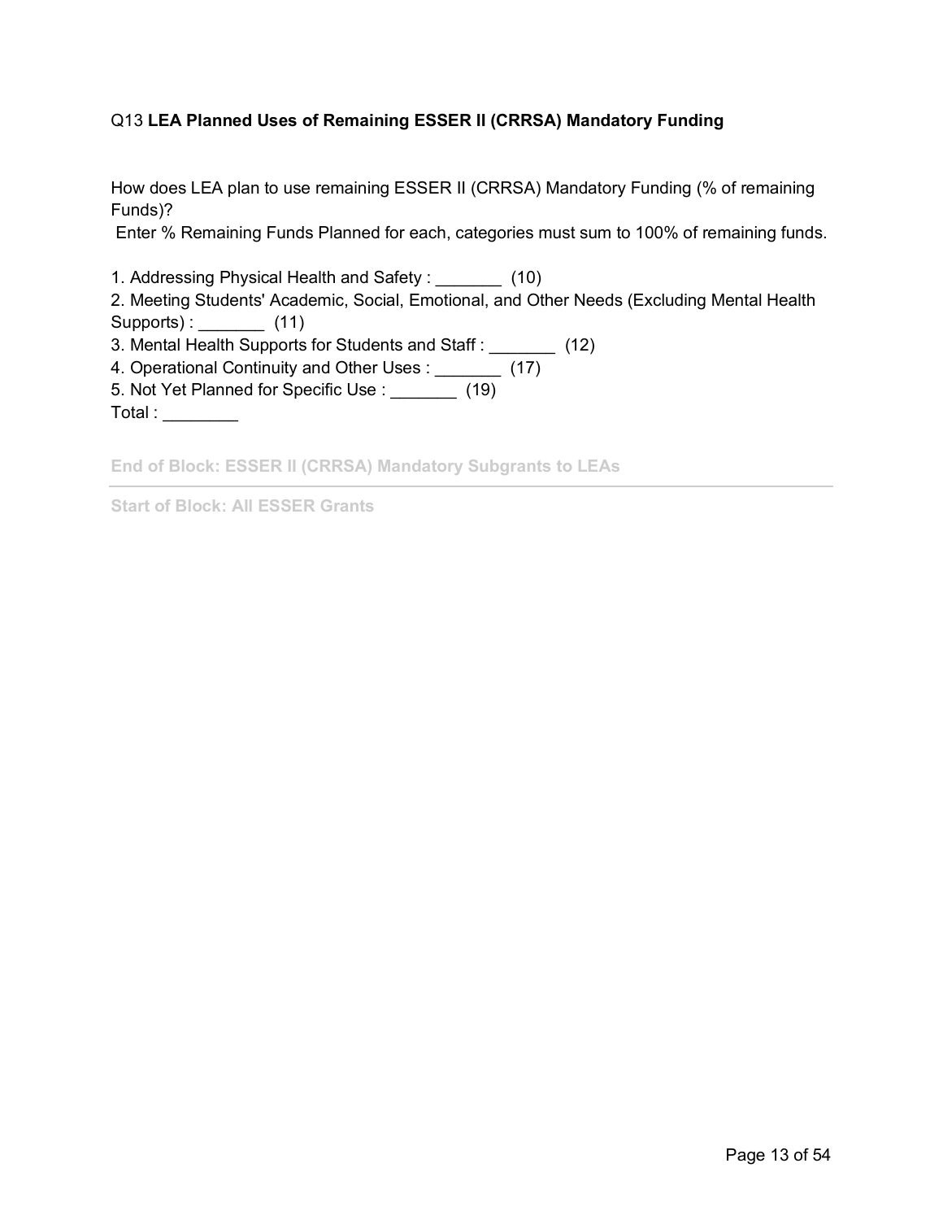Q13 **LEA Planned Uses of Remaining ESSER II (CRRSA) Mandatory Funding**

How does LEA plan to use remaining ESSER II (CRRSA) Mandatory Funding (% of remaining Funds)?
Enter % Remaining Funds Planned for each, categories must sum to 100% of remaining funds.

1. Addressing Physical Health and Safety : _______ (10)
2. Meeting Students' Academic, Social, Emotional, and Other Needs (Excluding Mental Health Supports) : _______ (11)
3. Mental Health Supports for Students and Staff : _______ (12)
4. Operational Continuity and Other Uses : _______ (17)
5. Not Yet Planned for Specific Use : _______ (19)

Total : ________

**End of Block: ESSER II (CRRSA) Mandatory Subgrants to LEAs**

---

**Start of Block: All ESSER Grants**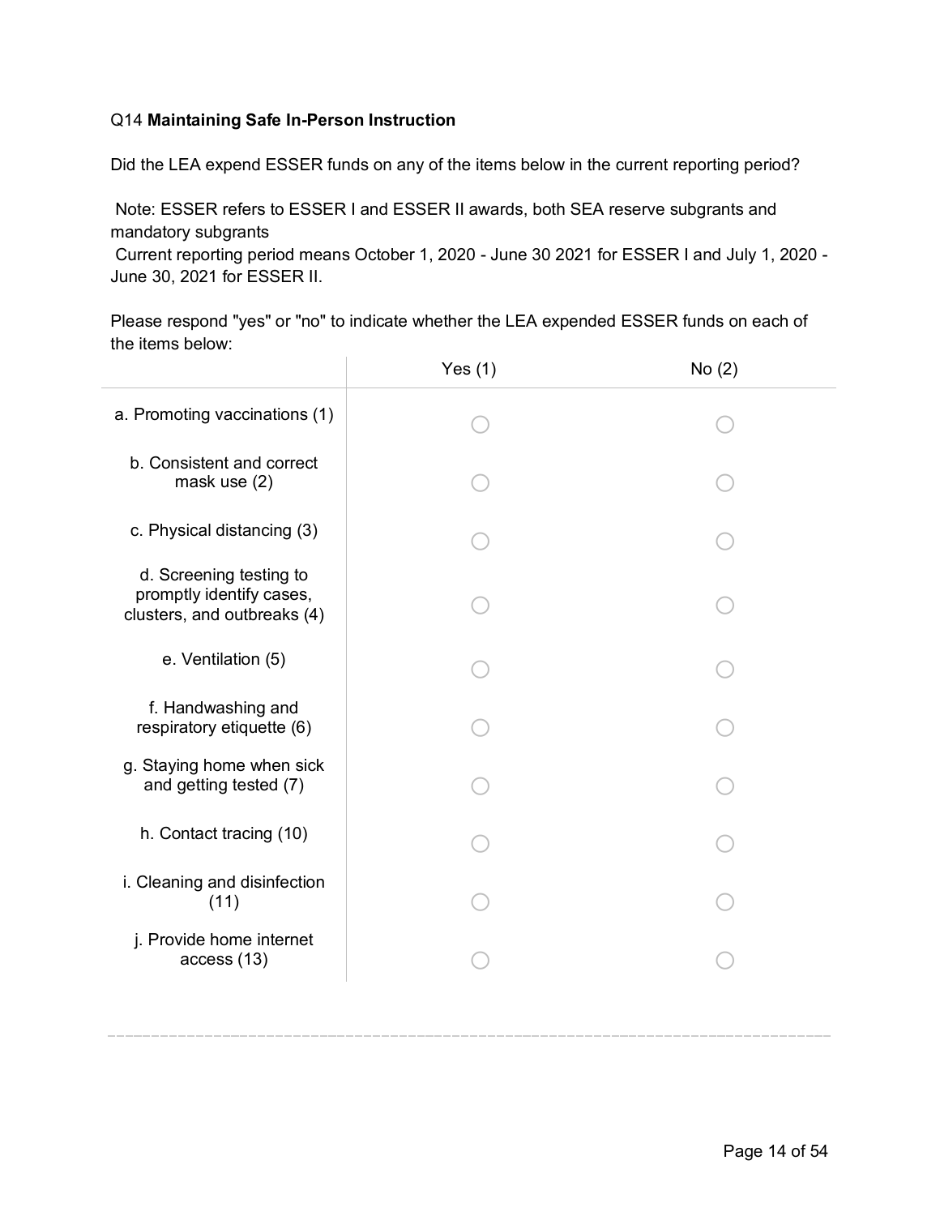Q14 **Maintaining Safe In-Person Instruction**

Did the LEA expend ESSER funds on any of the items below in the current reporting period?

Note: ESSER refers to ESSER I and ESSER II awards, both SEA reserve subgrants and mandatory subgrants
Current reporting period means October 1, 2020 - June 30 2021 for ESSER I and July 1, 2020 - June 30, 2021 for ESSER II.

Please respond "yes" or "no" to indicate whether the LEA expended ESSER funds on each of the items below:

| | Yes (1) | No (2) |
|---|---|---|
| a. Promoting vaccinations (1) | ○ | ○ |
| b. Consistent and correct mask use (2) | ○ | ○ |
| c. Physical distancing (3) | ○ | ○ |
| d. Screening testing to promptly identify cases, clusters, and outbreaks (4) | ○ | ○ |
| e. Ventilation (5) | ○ | ○ |
| f. Handwashing and respiratory etiquette (6) | ○ | ○ |
| g. Staying home when sick and getting tested (7) | ○ | ○ |
| h. Contact tracing (10) | ○ | ○ |
| i. Cleaning and disinfection (11) | ○ | ○ |
| j. Provide home internet access (13) | ○ | ○ |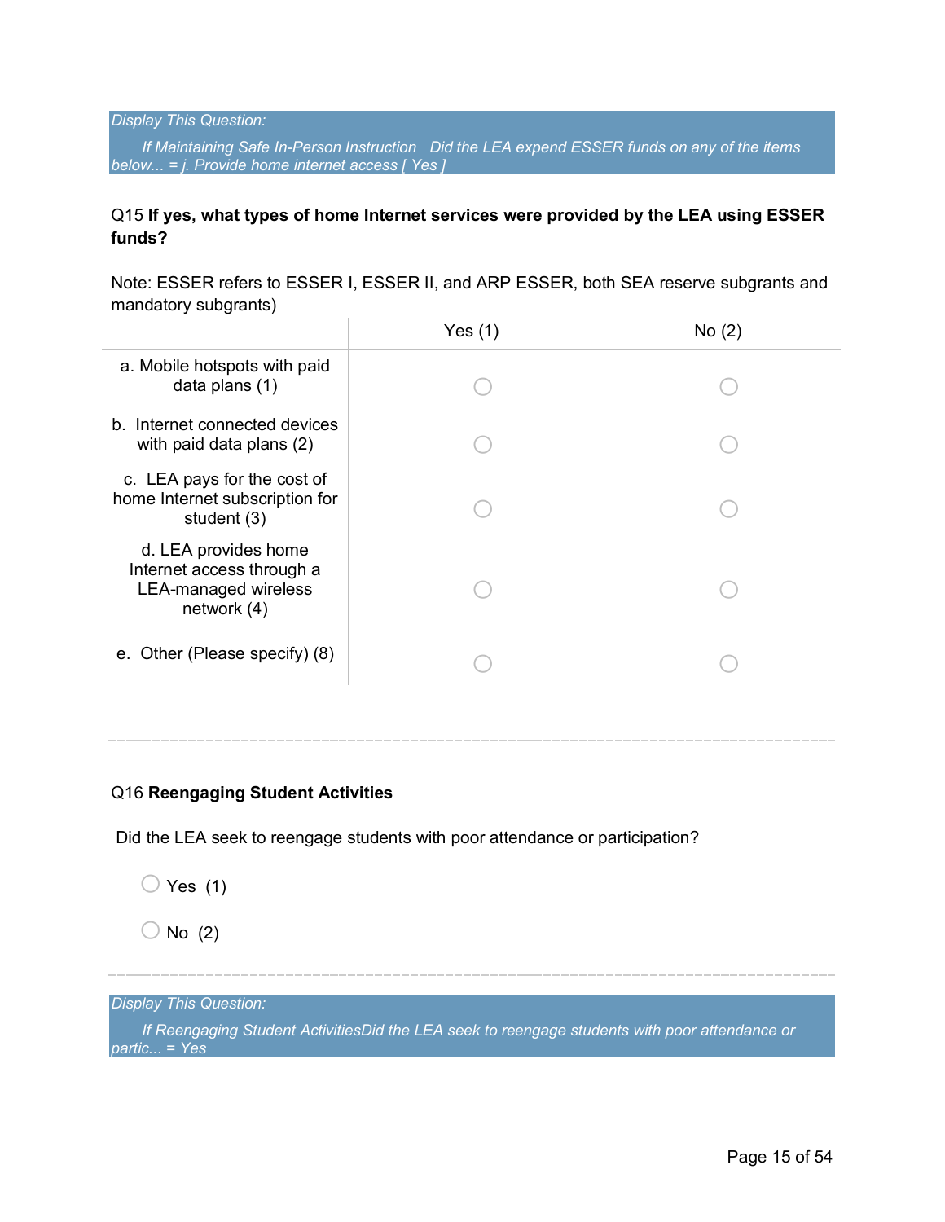*Display This Question:*

*If Maintaining Safe In-Person Instruction   Did the LEA expend ESSER funds on any of the items below... = j. Provide home internet access [ Yes ]*

Q15 **If yes, what types of home Internet services were provided by the LEA using ESSER funds?**

Note: ESSER refers to ESSER I, ESSER II, and ARP ESSER, both SEA reserve subgrants and mandatory subgrants)

| | Yes (1) | No (2) |
|---|---|---|
| a. Mobile hotspots with paid data plans (1) | ○ | ○ |
| b. Internet connected devices with paid data plans (2) | ○ | ○ |
| c. LEA pays for the cost of home Internet subscription for student (3) | ○ | ○ |
| d. LEA provides home Internet access through a LEA-managed wireless network (4) | ○ | ○ |
| e. Other (Please specify) (8) | ○ | ○ |

---

Q16 **Reengaging Student Activities**

Did the LEA seek to reengage students with poor attendance or participation?

○ Yes (1)

○ No (2)

---

*Display This Question:*

*If Reengaging Student ActivitiesDid the LEA seek to reengage students with poor attendance or partic... = Yes*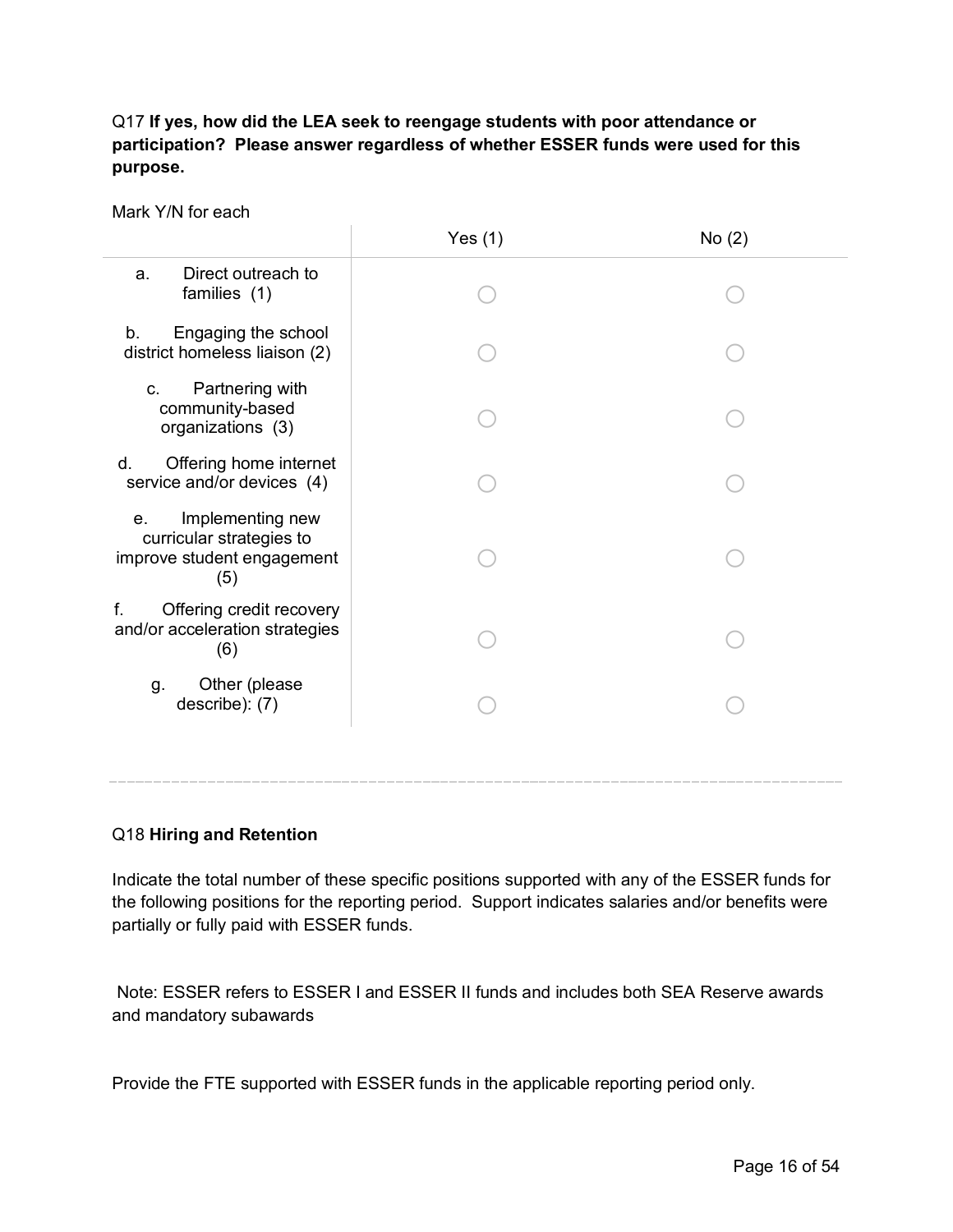Q17 **If yes, how did the LEA seek to reengage students with poor attendance or participation? Please answer regardless of whether ESSER funds were used for this purpose.**

Mark Y/N for each

| | Yes (1) | No (2) |
|---|---|---|
| a. Direct outreach to families (1) | ○ | ○ |
| b. Engaging the school district homeless liaison (2) | ○ | ○ |
| c. Partnering with community-based organizations (3) | ○ | ○ |
| d. Offering home internet service and/or devices (4) | ○ | ○ |
| e. Implementing new curricular strategies to improve student engagement (5) | ○ | ○ |
| f. Offering credit recovery and/or acceleration strategies (6) | ○ | ○ |
| g. Other (please describe): (7) | ○ | ○ |

---

Q18 **Hiring and Retention**

Indicate the total number of these specific positions supported with any of the ESSER funds for the following positions for the reporting period. Support indicates salaries and/or benefits were partially or fully paid with ESSER funds.

Note: ESSER refers to ESSER I and ESSER II funds and includes both SEA Reserve awards and mandatory subawards

Provide the FTE supported with ESSER funds in the applicable reporting period only.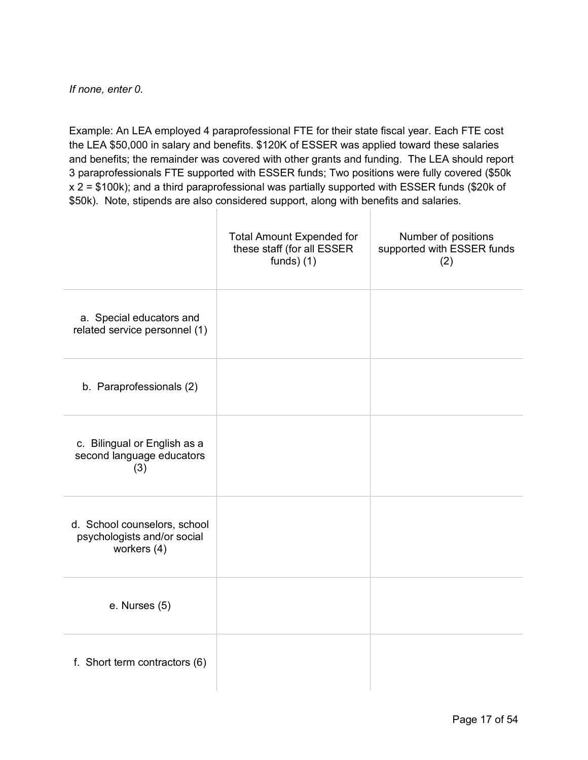*If none, enter 0.*

Example: An LEA employed 4 paraprofessional FTE for their state fiscal year. Each FTE cost the LEA $50,000 in salary and benefits. $120K of ESSER was applied toward these salaries and benefits; the remainder was covered with other grants and funding. The LEA should report 3 paraprofessionals FTE supported with ESSER funds; Two positions were fully covered ($50k x 2 = $100k); and a third paraprofessional was partially supported with ESSER funds ($20k of $50k). Note, stipends are also considered support, along with benefits and salaries.

| | Total Amount Expended for these staff (for all ESSER funds) (1) | Number of positions supported with ESSER funds (2) |
|---|---|---|
| a. Special educators and related service personnel (1) | | |
| b. Paraprofessionals (2) | | |
| c. Bilingual or English as a second language educators (3) | | |
| d. School counselors, school psychologists and/or social workers (4) | | |
| e. Nurses (5) | | |
| f. Short term contractors (6) | | |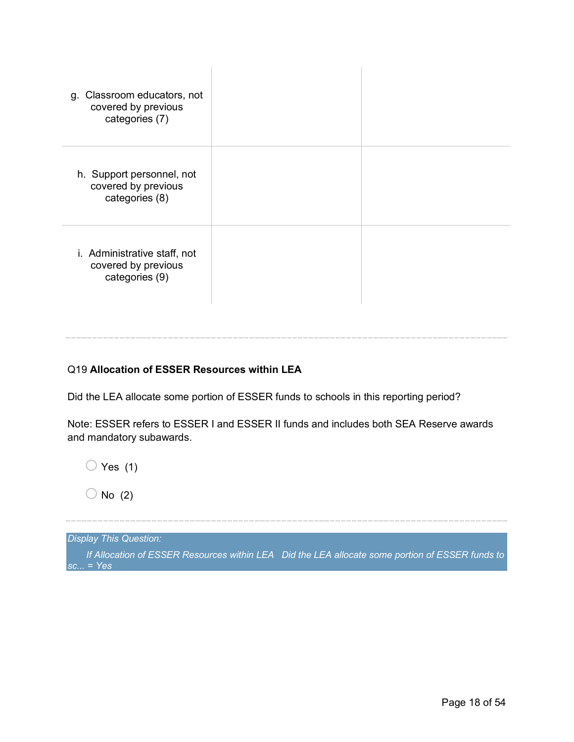| | | |
|---|---|---|
| g. Classroom educators, not covered by previous categories (7) | | |
| h. Support personnel, not covered by previous categories (8) | | |
| i. Administrative staff, not covered by previous categories (9) | | |

---

Q19 **Allocation of ESSER Resources within LEA**

Did the LEA allocate some portion of ESSER funds to schools in this reporting period?

Note: ESSER refers to ESSER I and ESSER II funds and includes both SEA Reserve awards and mandatory subawards.

◯ Yes (1)

◯ No (2)

---

*Display This Question:*

*If Allocation of ESSER Resources within LEA Did the LEA allocate some portion of ESSER funds to sc... = Yes*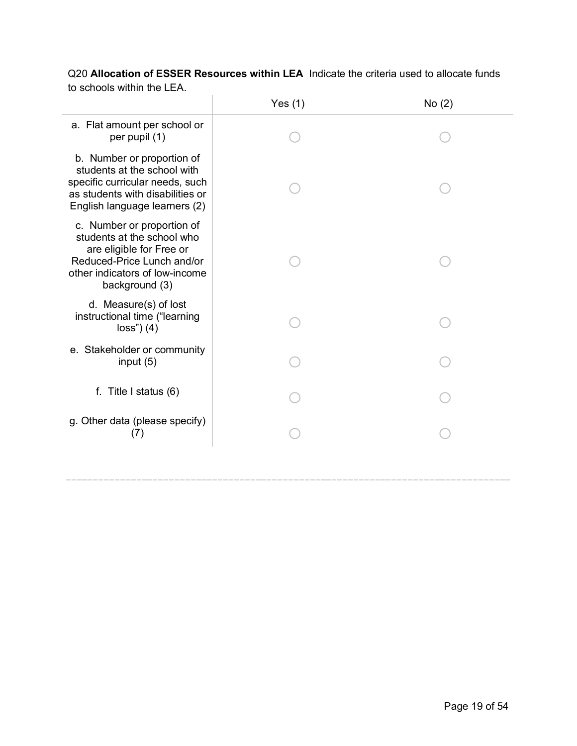Q20 **Allocation of ESSER Resources within LEA** Indicate the criteria used to allocate funds to schools within the LEA.

| | Yes (1) | No (2) |
|---|---|---|
| a. Flat amount per school or per pupil (1) | ○ | ○ |
| b. Number or proportion of students at the school with specific curricular needs, such as students with disabilities or English language learners (2) | ○ | ○ |
| c. Number or proportion of students at the school who are eligible for Free or Reduced-Price Lunch and/or other indicators of low-income background (3) | ○ | ○ |
| d. Measure(s) of lost instructional time ("learning loss") (4) | ○ | ○ |
| e. Stakeholder or community input (5) | ○ | ○ |
| f. Title I status (6) | ○ | ○ |
| g. Other data (please specify) (7) | ○ | ○ |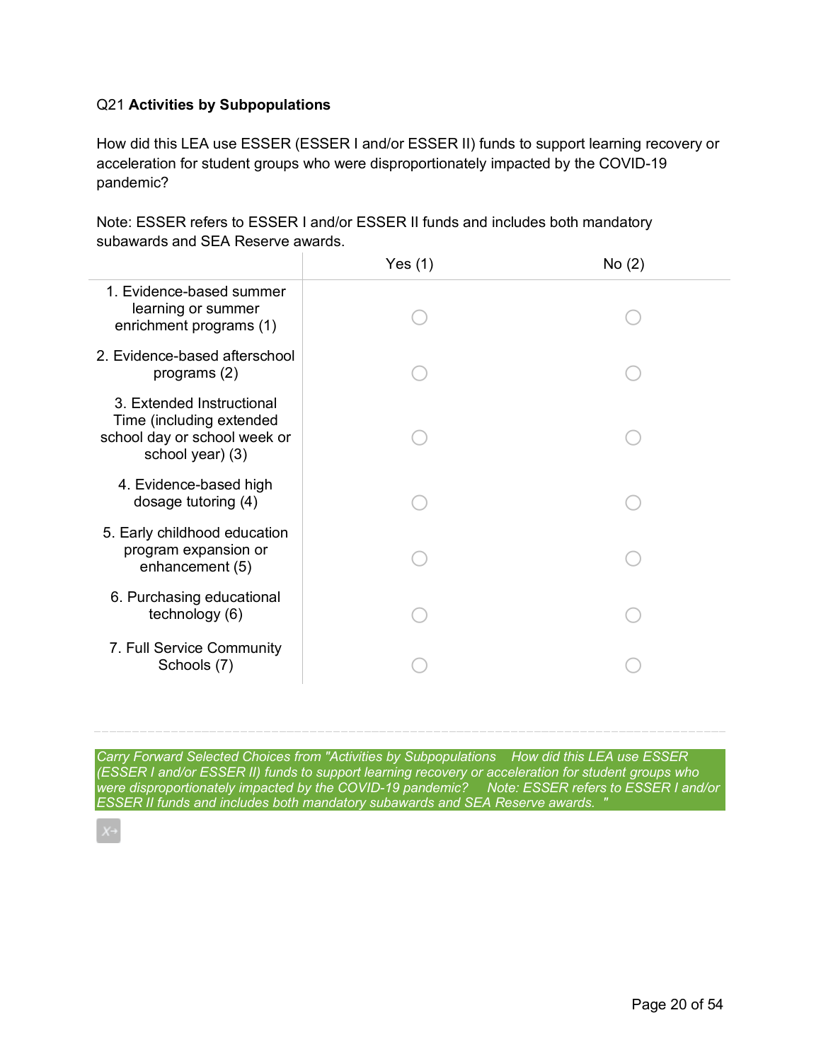Q21 **Activities by Subpopulations**

How did this LEA use ESSER (ESSER I and/or ESSER II) funds to support learning recovery or acceleration for student groups who were disproportionately impacted by the COVID-19 pandemic?

Note: ESSER refers to ESSER I and/or ESSER II funds and includes both mandatory subawards and SEA Reserve awards.

| | Yes (1) | No (2) |
|---|---|---|
| 1. Evidence-based summer learning or summer enrichment programs (1) | ○ | ○ |
| 2. Evidence-based afterschool programs (2) | ○ | ○ |
| 3. Extended Instructional Time (including extended school day or school week or school year) (3) | ○ | ○ |
| 4. Evidence-based high dosage tutoring (4) | ○ | ○ |
| 5. Early childhood education program expansion or enhancement (5) | ○ | ○ |
| 6. Purchasing educational technology (6) | ○ | ○ |
| 7. Full Service Community Schools (7) | ○ | ○ |

---

*Carry Forward Selected Choices from "Activities by Subpopulations How did this LEA use ESSER (ESSER I and/or ESSER II) funds to support learning recovery or acceleration for student groups who were disproportionately impacted by the COVID-19 pandemic? Note: ESSER refers to ESSER I and/or ESSER II funds and includes both mandatory subawards and SEA Reserve awards. "*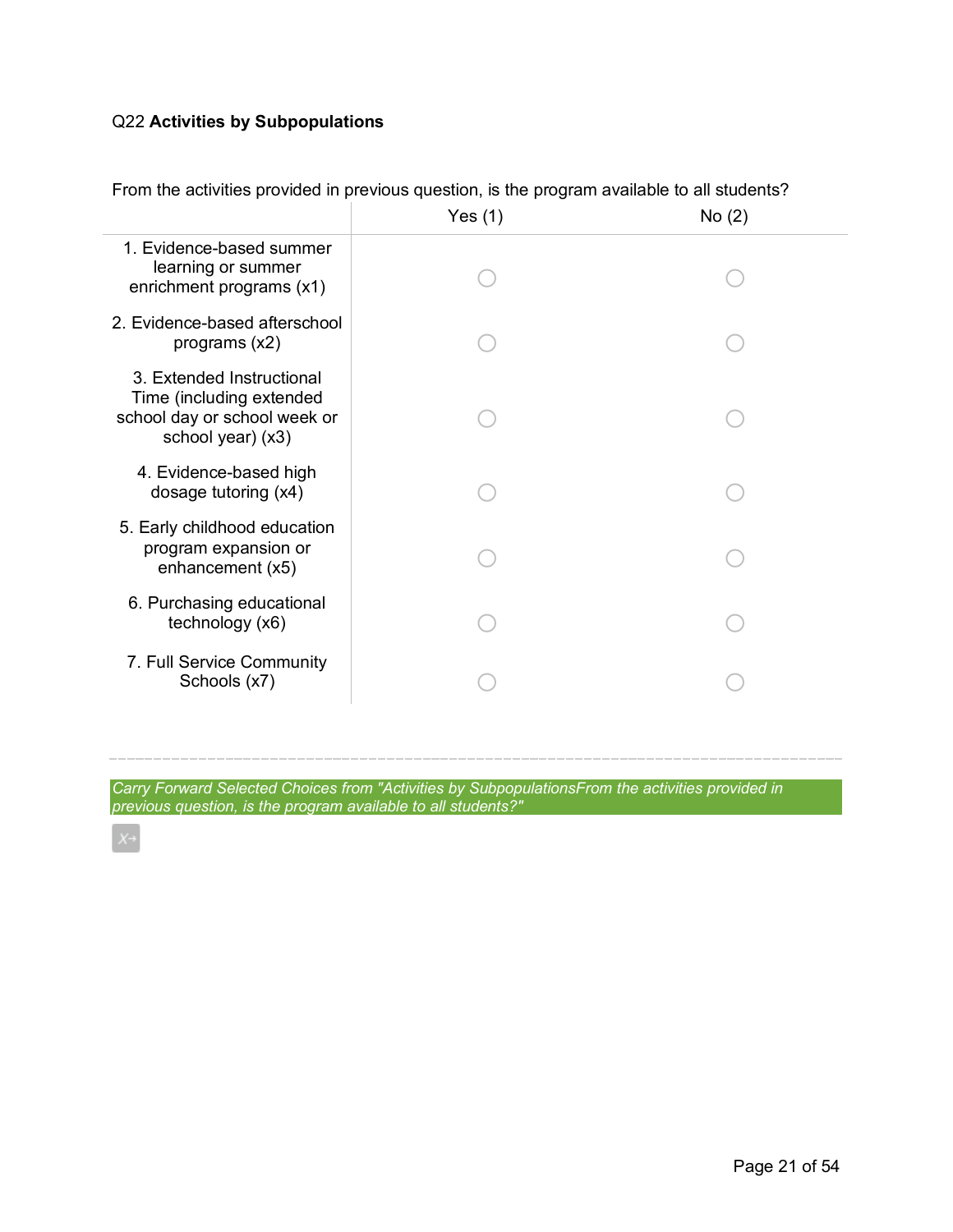Q22 **Activities by Subpopulations**

From the activities provided in previous question, is the program available to all students?

| | Yes (1) | No (2) |
|---|---|---|
| 1. Evidence-based summer learning or summer enrichment programs (x1) | ○ | ○ |
| 2. Evidence-based afterschool programs (x2) | ○ | ○ |
| 3. Extended Instructional Time (including extended school day or school week or school year) (x3) | ○ | ○ |
| 4. Evidence-based high dosage tutoring (x4) | ○ | ○ |
| 5. Early childhood education program expansion or enhancement (x5) | ○ | ○ |
| 6. Purchasing educational technology (x6) | ○ | ○ |
| 7. Full Service Community Schools (x7) | ○ | ○ |

---

*Carry Forward Selected Choices from "Activities by SubpopulationsFrom the activities provided in previous question, is the program available to all students?"*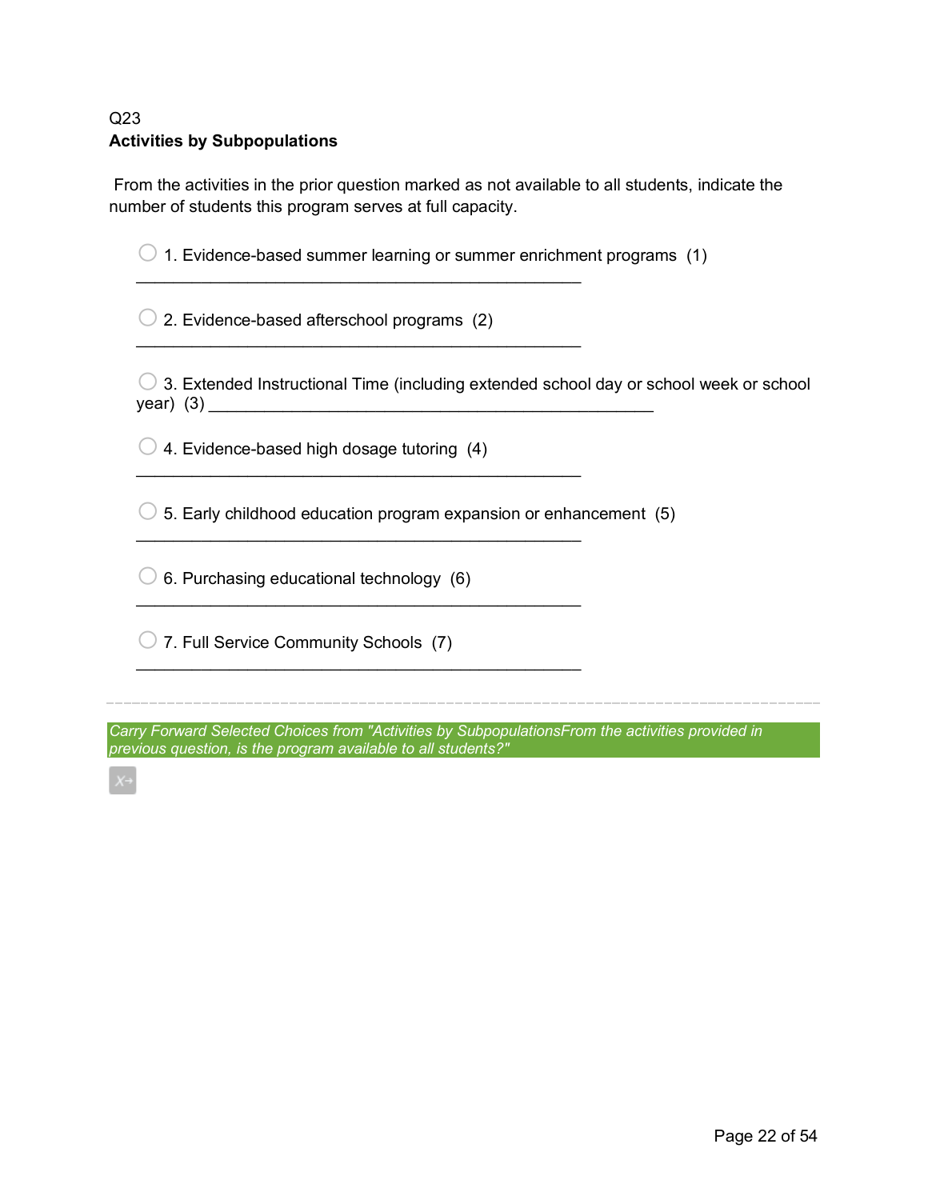Q23
**Activities by Subpopulations**

From the activities in the prior question marked as not available to all students, indicate the number of students this program serves at full capacity.

○ 1. Evidence-based summer learning or summer enrichment programs (1) ________________________________________________

○ 2. Evidence-based afterschool programs (2) ________________________________________________

○ 3. Extended Instructional Time (including extended school day or school week or school year) (3) ________________________________________________

○ 4. Evidence-based high dosage tutoring (4) ________________________________________________

○ 5. Early childhood education program expansion or enhancement (5) ________________________________________________

○ 6. Purchasing educational technology (6) ________________________________________________

○ 7. Full Service Community Schools (7) ________________________________________________

---

*Carry Forward Selected Choices from "Activities by SubpopulationsFrom the activities provided in previous question, is the program available to all students?"*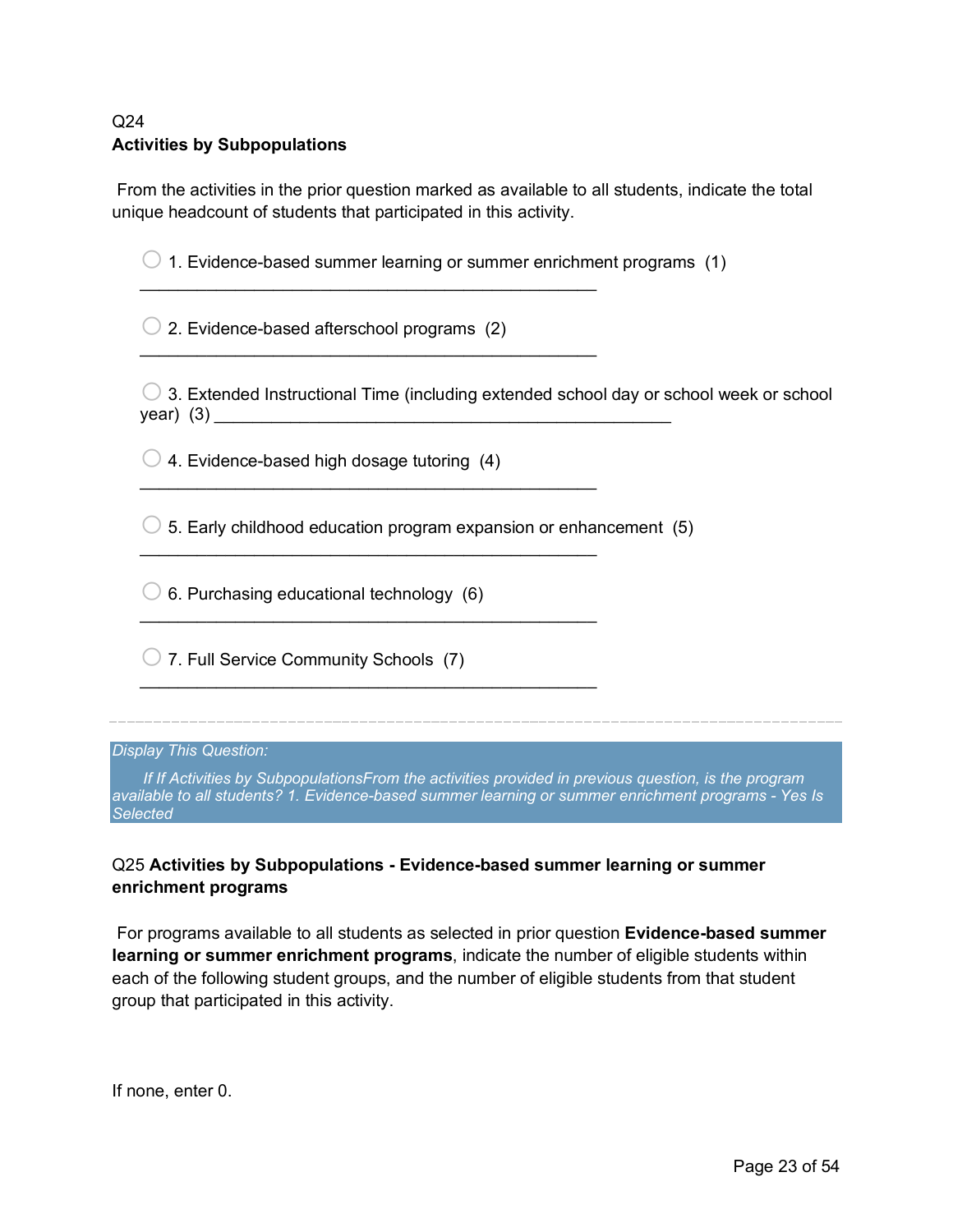Q24
**Activities by Subpopulations**

From the activities in the prior question marked as available to all students, indicate the total unique headcount of students that participated in this activity.

○ 1. Evidence-based summer learning or summer enrichment programs (1) ________________________________________________

○ 2. Evidence-based afterschool programs (2) ________________________________________________

○ 3. Extended Instructional Time (including extended school day or school week or school year) (3) ________________________________________________

○ 4. Evidence-based high dosage tutoring (4) ________________________________________________

○ 5. Early childhood education program expansion or enhancement (5) ________________________________________________

○ 6. Purchasing educational technology (6) ________________________________________________

○ 7. Full Service Community Schools (7) ________________________________________________

---

*Display This Question:*

*If If Activities by SubpopulationsFrom the activities provided in previous question, is the program available to all students? 1. Evidence-based summer learning or summer enrichment programs - Yes Is Selected*

Q25 **Activities by Subpopulations - Evidence-based summer learning or summer enrichment programs**

For programs available to all students as selected in prior question **Evidence-based summer learning or summer enrichment programs**, indicate the number of eligible students within each of the following student groups, and the number of eligible students from that student group that participated in this activity.

If none, enter 0.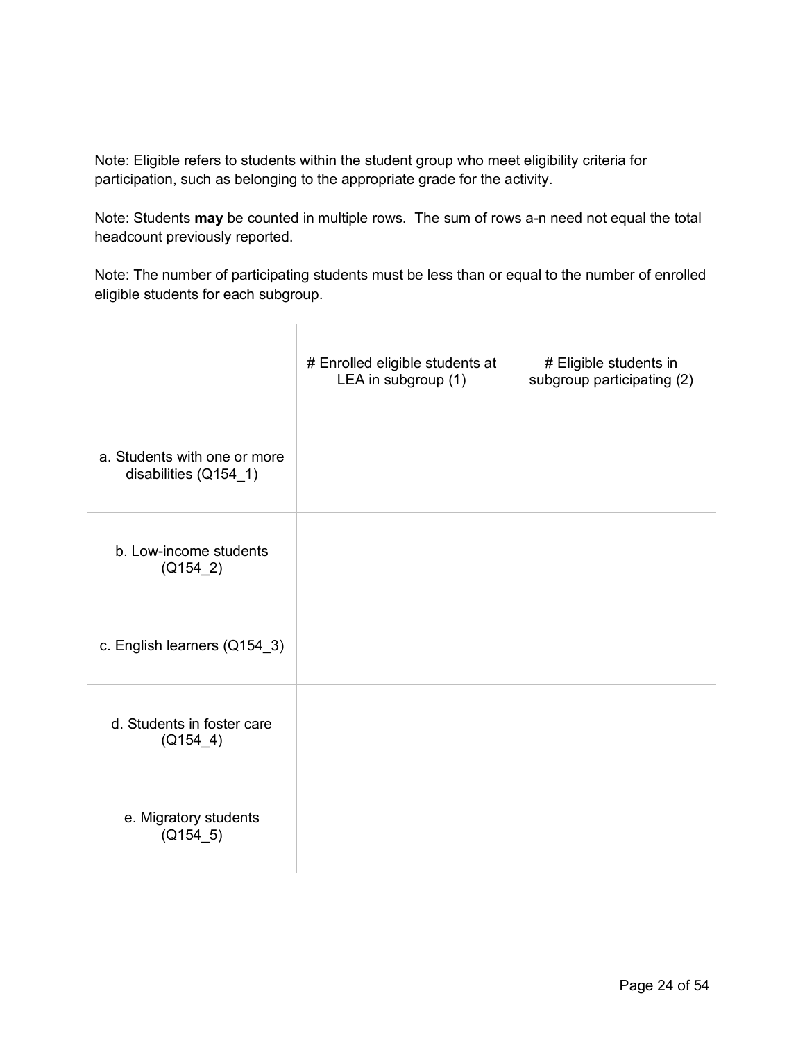Note: Eligible refers to students within the student group who meet eligibility criteria for participation, such as belonging to the appropriate grade for the activity.

Note: Students **may** be counted in multiple rows. The sum of rows a-n need not equal the total headcount previously reported.

Note: The number of participating students must be less than or equal to the number of enrolled eligible students for each subgroup.

| | # Enrolled eligible students at LEA in subgroup (1) | # Eligible students in subgroup participating (2) |
|---|---|---|
| a. Students with one or more disabilities (Q154_1) | | |
| b. Low-income students (Q154_2) | | |
| c. English learners (Q154_3) | | |
| d. Students in foster care (Q154_4) | | |
| e. Migratory students (Q154_5) | | |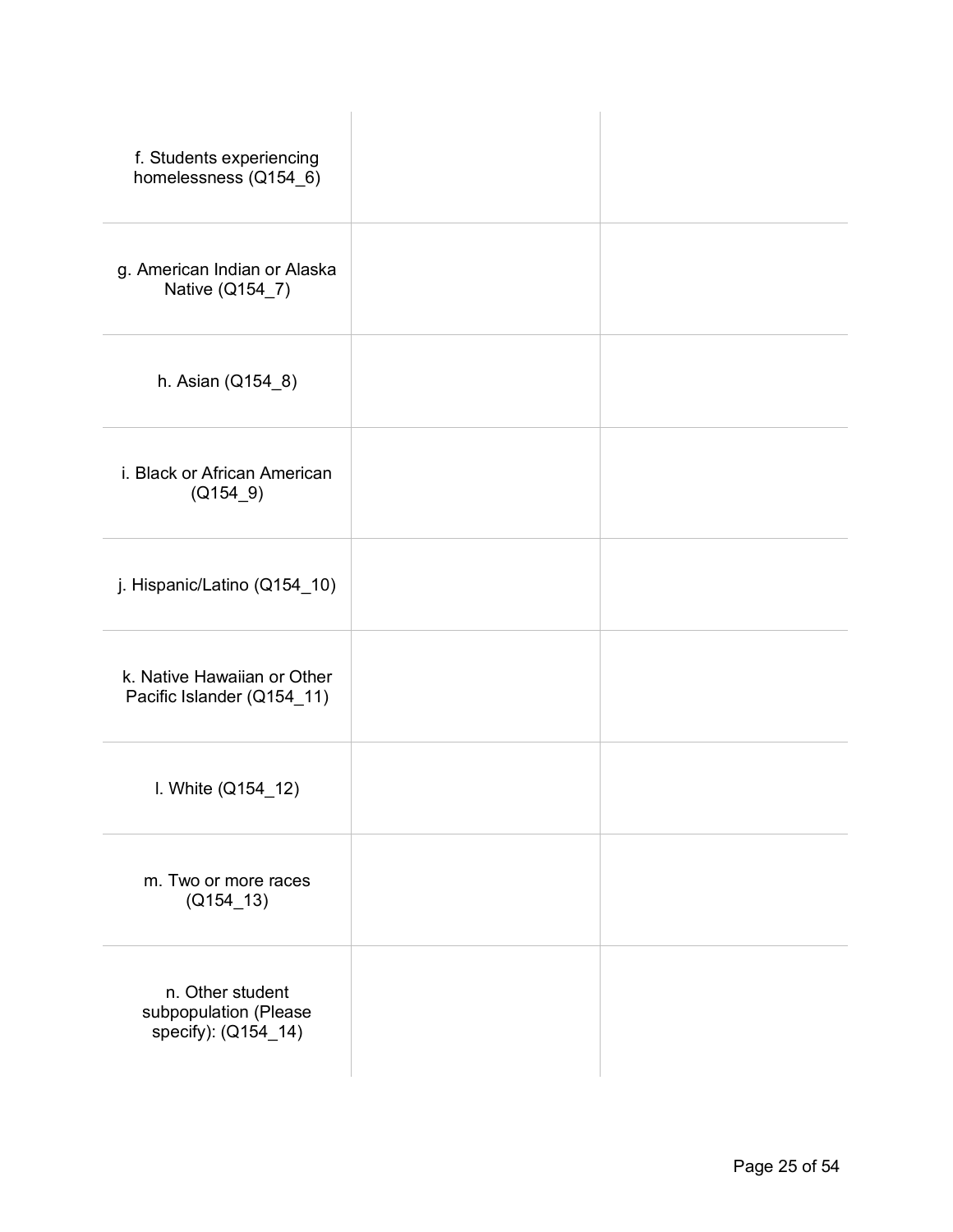| | | |
|---|---|---|
| f. Students experiencing homelessness (Q154_6) | | |
| g. American Indian or Alaska Native (Q154_7) | | |
| h. Asian (Q154_8) | | |
| i. Black or African American (Q154_9) | | |
| j. Hispanic/Latino (Q154_10) | | |
| k. Native Hawaiian or Other Pacific Islander (Q154_11) | | |
| l. White (Q154_12) | | |
| m. Two or more races (Q154_13) | | |
| n. Other student subpopulation (Please specify): (Q154_14) | | |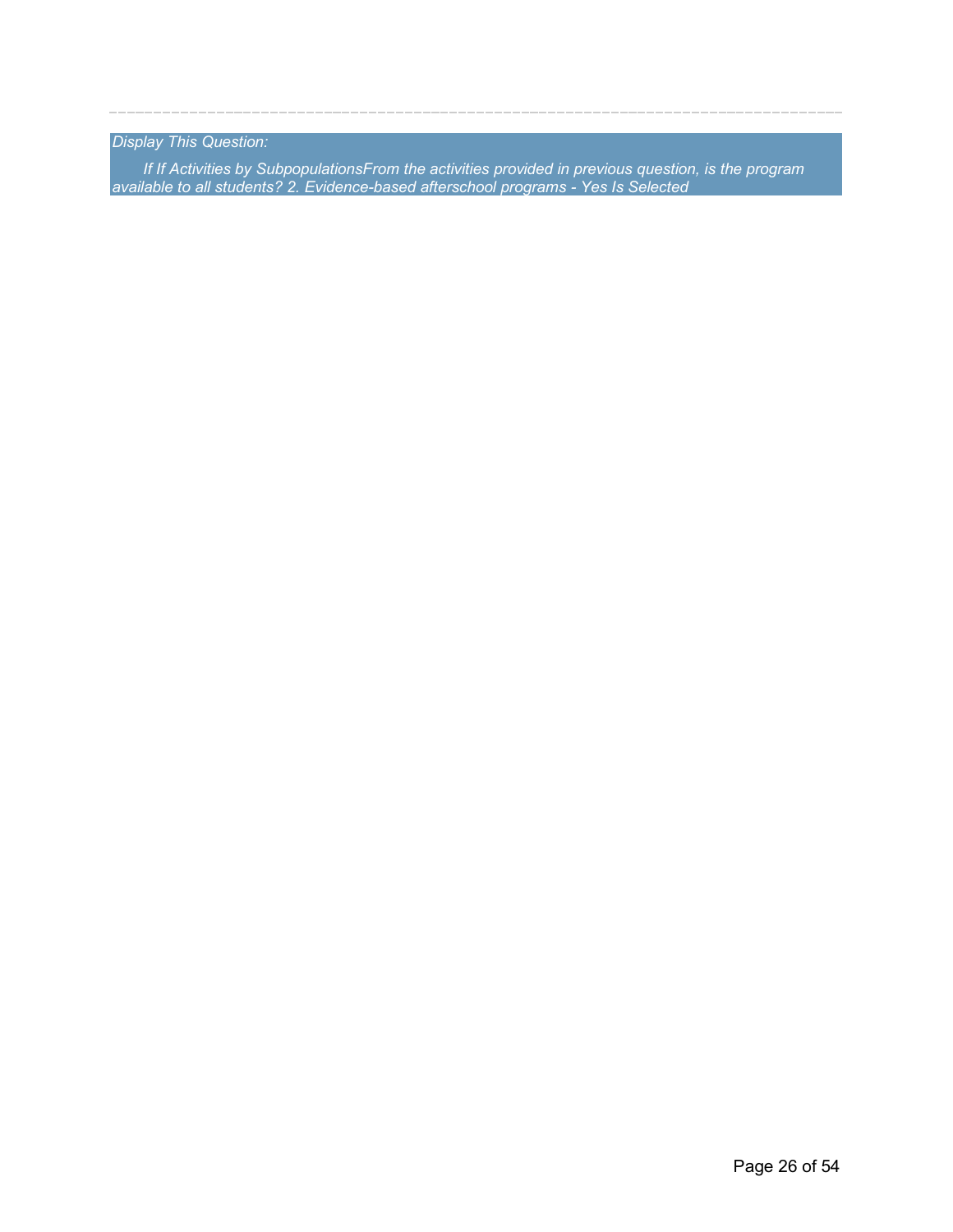---

*Display This Question:*

*If If Activities by SubpopulationsFrom the activities provided in previous question, is the program available to all students? 2. Evidence-based afterschool programs - Yes Is Selected*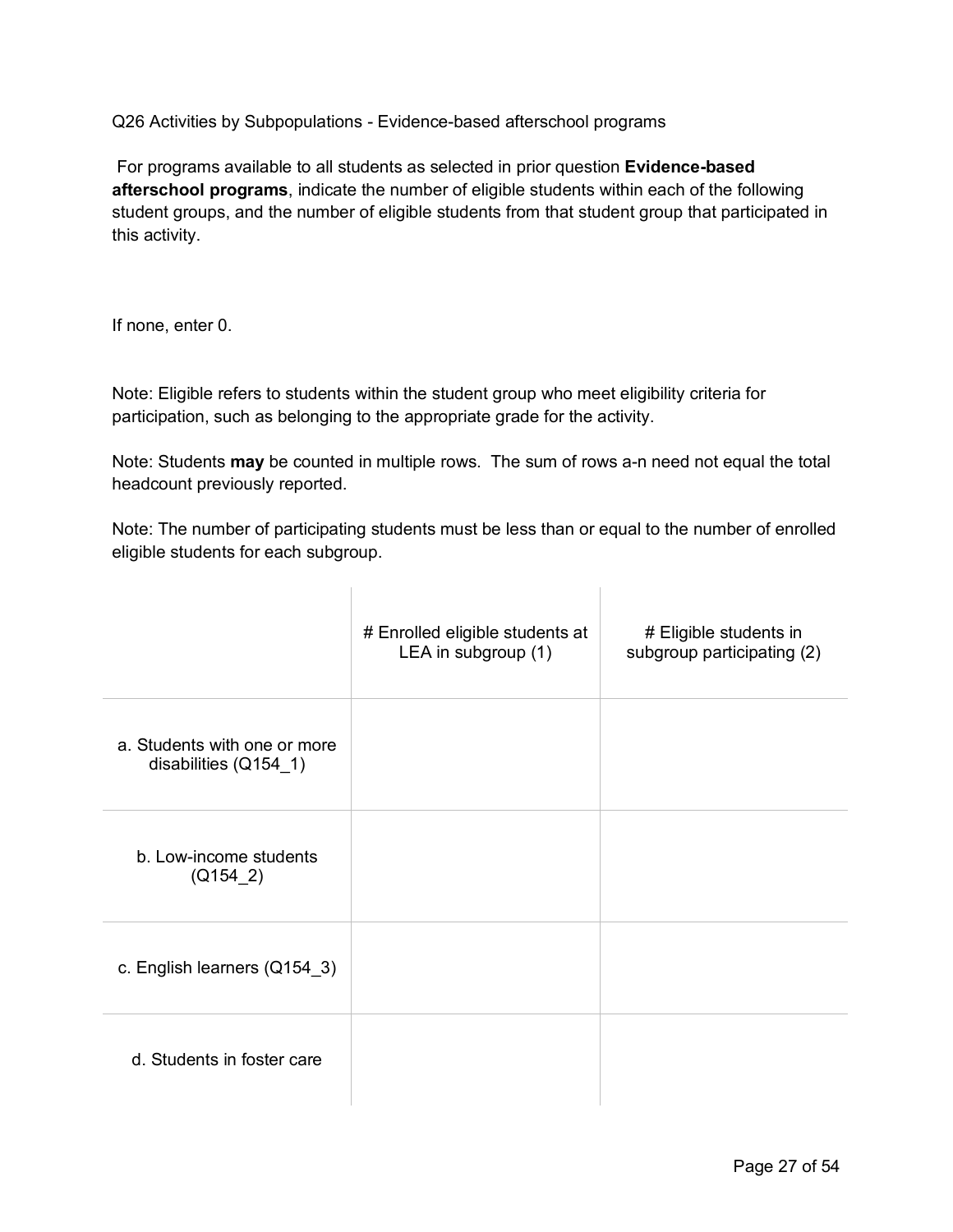Q26 Activities by Subpopulations - Evidence-based afterschool programs

For programs available to all students as selected in prior question **Evidence-based afterschool programs**, indicate the number of eligible students within each of the following student groups, and the number of eligible students from that student group that participated in this activity.

If none, enter 0.

Note: Eligible refers to students within the student group who meet eligibility criteria for participation, such as belonging to the appropriate grade for the activity.

Note: Students **may** be counted in multiple rows. The sum of rows a-n need not equal the total headcount previously reported.

Note: The number of participating students must be less than or equal to the number of enrolled eligible students for each subgroup.

| | # Enrolled eligible students at LEA in subgroup (1) | # Eligible students in subgroup participating (2) |
| --- | --- | --- |
| a. Students with one or more disabilities (Q154_1) | | |
| b. Low-income students (Q154_2) | | |
| c. English learners (Q154_3) | | |
| d. Students in foster care | | |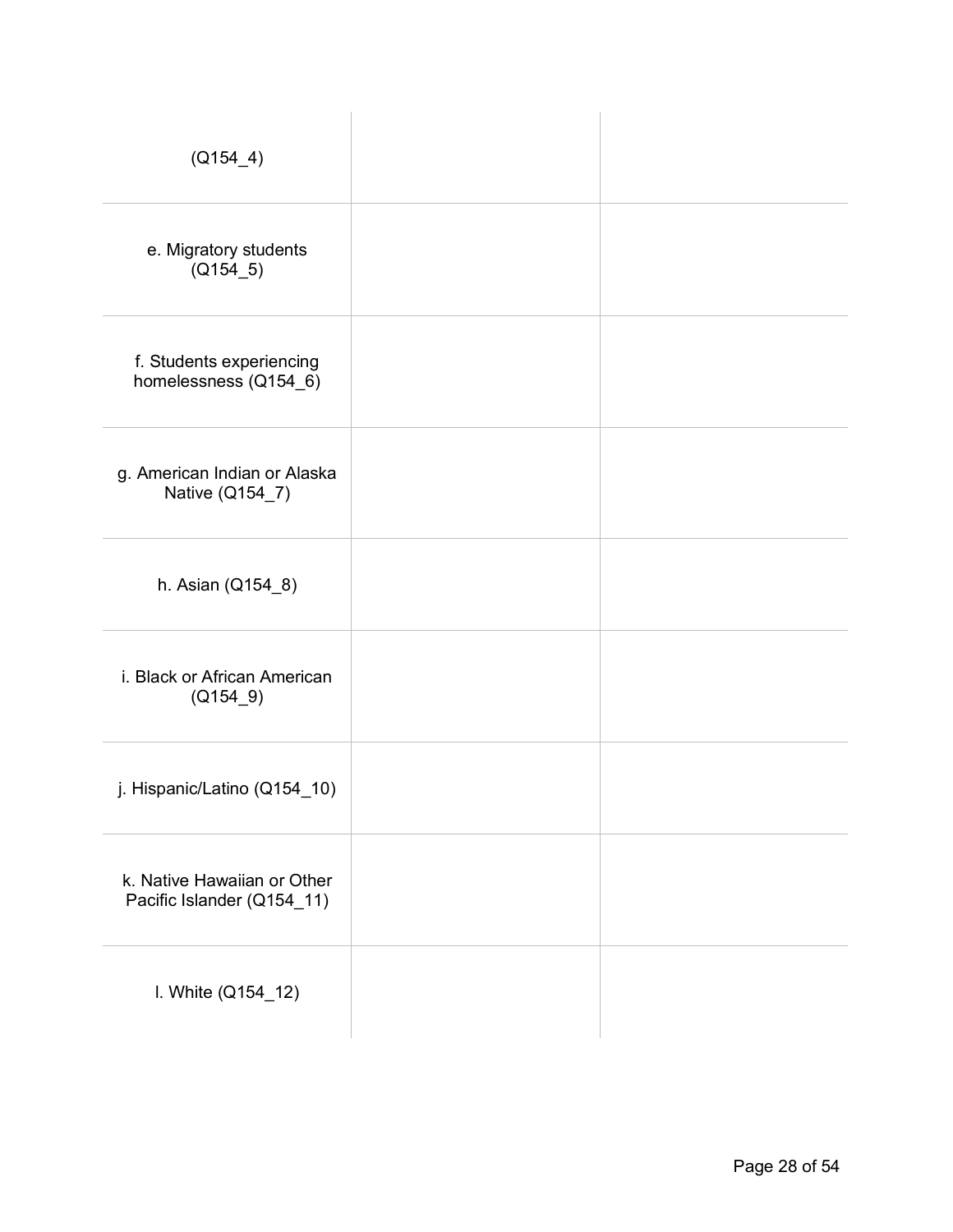| | | |
|---|---|---|
| (Q154_4) | | |
| e. Migratory students (Q154_5) | | |
| f. Students experiencing homelessness (Q154_6) | | |
| g. American Indian or Alaska Native (Q154_7) | | |
| h. Asian (Q154_8) | | |
| i. Black or African American (Q154_9) | | |
| j. Hispanic/Latino (Q154_10) | | |
| k. Native Hawaiian or Other Pacific Islander (Q154_11) | | |
| l. White (Q154_12) | | |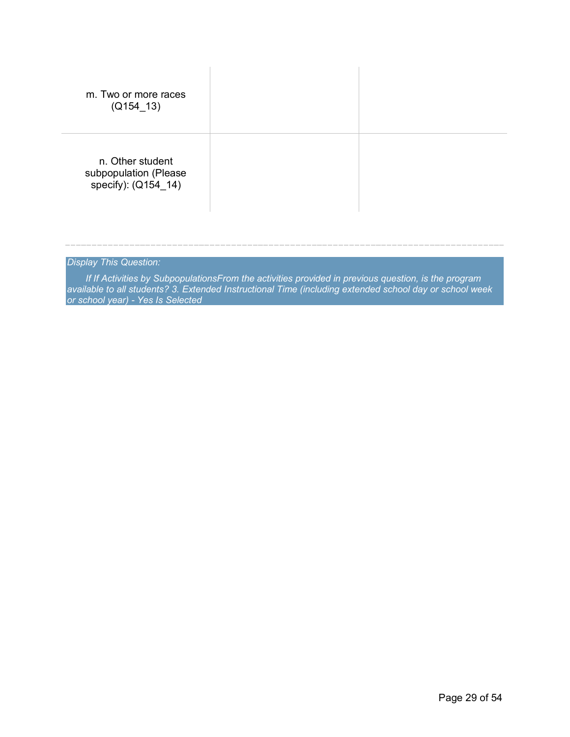| | | |
|---|---|---|
| m. Two or more races (Q154_13) | | |
| n. Other student subpopulation (Please specify): (Q154_14) | | |

---

*Display This Question:*

*If If Activities by SubpopulationsFrom the activities provided in previous question, is the program available to all students? 3. Extended Instructional Time (including extended school day or school week or school year) - Yes Is Selected*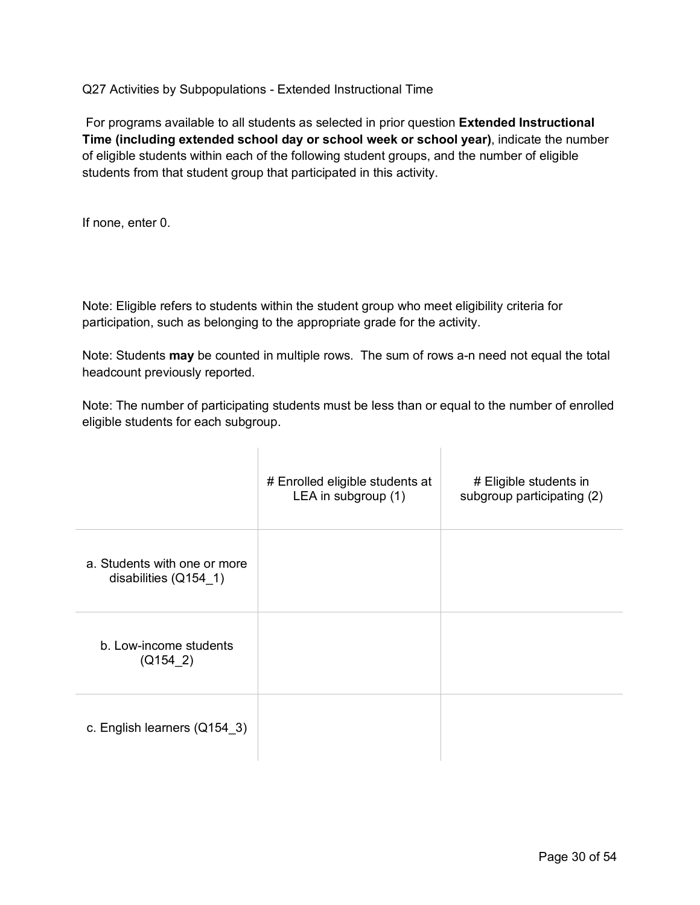Q27 Activities by Subpopulations - Extended Instructional Time

For programs available to all students as selected in prior question **Extended Instructional Time (including extended school day or school week or school year)**, indicate the number of eligible students within each of the following student groups, and the number of eligible students from that student group that participated in this activity.

If none, enter 0.

Note: Eligible refers to students within the student group who meet eligibility criteria for participation, such as belonging to the appropriate grade for the activity.

Note: Students **may** be counted in multiple rows. The sum of rows a-n need not equal the total headcount previously reported.

Note: The number of participating students must be less than or equal to the number of enrolled eligible students for each subgroup.

| | # Enrolled eligible students at LEA in subgroup (1) | # Eligible students in subgroup participating (2) |
|---|---|---|
| a. Students with one or more disabilities (Q154_1) | | |
| b. Low-income students (Q154_2) | | |
| c. English learners (Q154_3) | | |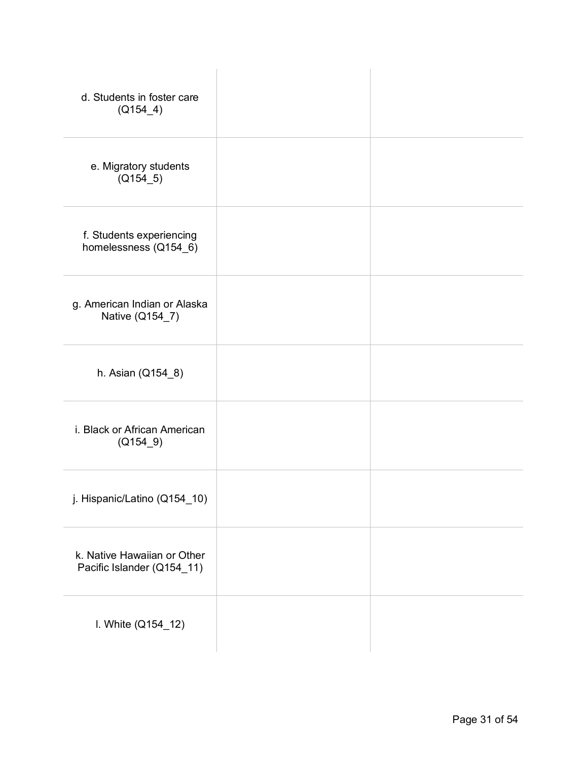| | | |
|---|---|---|
| d. Students in foster care (Q154_4) | | |
| e. Migratory students (Q154_5) | | |
| f. Students experiencing homelessness (Q154_6) | | |
| g. American Indian or Alaska Native (Q154_7) | | |
| h. Asian (Q154_8) | | |
| i. Black or African American (Q154_9) | | |
| j. Hispanic/Latino (Q154_10) | | |
| k. Native Hawaiian or Other Pacific Islander (Q154_11) | | |
| l. White (Q154_12) | | |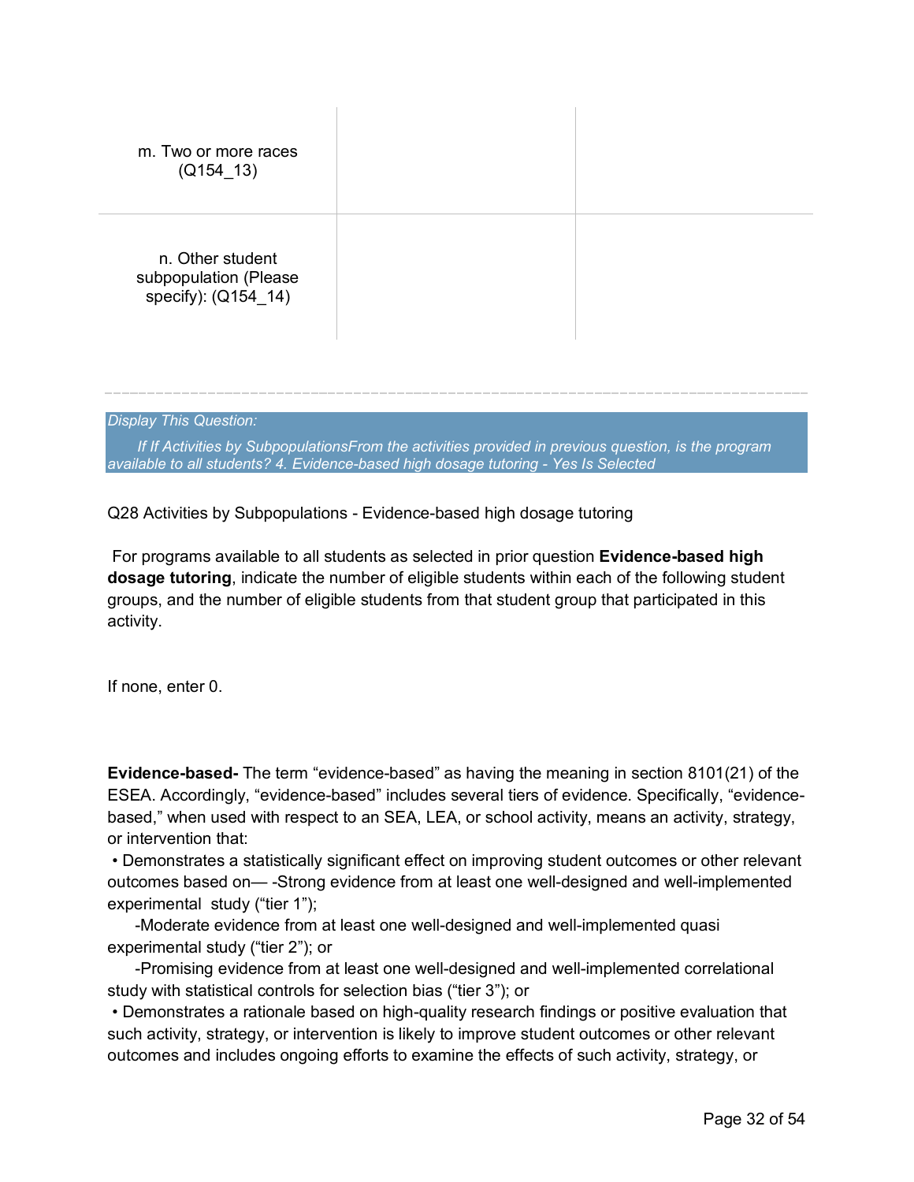| | | |
|---|---|---|
| m. Two or more races (Q154_13) | | |
| n. Other student subpopulation (Please specify): (Q154_14) | | |

---

*Display This Question:*

*If If Activities by SubpopulationsFrom the activities provided in previous question, is the program available to all students? 4. Evidence-based high dosage tutoring - Yes Is Selected*

Q28 Activities by Subpopulations - Evidence-based high dosage tutoring

For programs available to all students as selected in prior question **Evidence-based high dosage tutoring**, indicate the number of eligible students within each of the following student groups, and the number of eligible students from that student group that participated in this activity.

If none, enter 0.

**Evidence-based-** The term “evidence-based” as having the meaning in section 8101(21) of the ESEA. Accordingly, “evidence-based” includes several tiers of evidence. Specifically, “evidence-based,” when used with respect to an SEA, LEA, or school activity, means an activity, strategy, or intervention that:

• Demonstrates a statistically significant effect on improving student outcomes or other relevant outcomes based on— -Strong evidence from at least one well-designed and well-implemented experimental study (“tier 1”);

-Moderate evidence from at least one well-designed and well-implemented quasi experimental study (“tier 2”); or

-Promising evidence from at least one well-designed and well-implemented correlational study with statistical controls for selection bias (“tier 3”); or

• Demonstrates a rationale based on high-quality research findings or positive evaluation that such activity, strategy, or intervention is likely to improve student outcomes or other relevant outcomes and includes ongoing efforts to examine the effects of such activity, strategy, or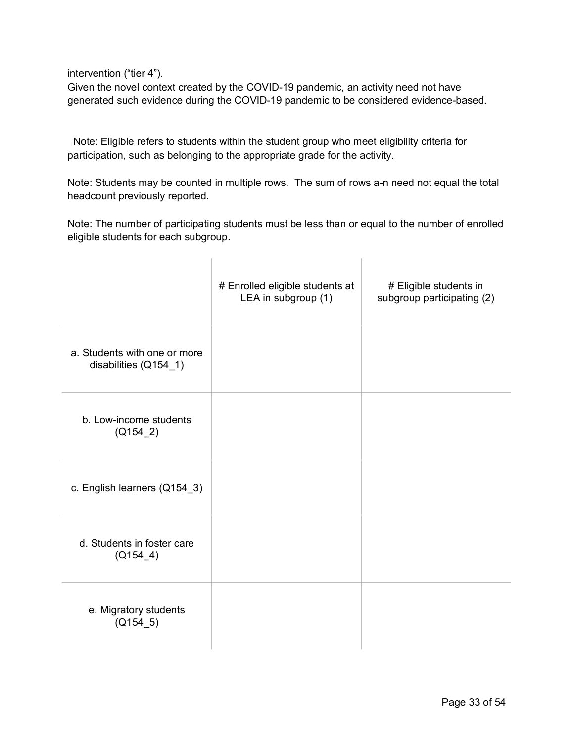intervention (“tier 4”).
Given the novel context created by the COVID-19 pandemic, an activity need not have generated such evidence during the COVID-19 pandemic to be considered evidence-based.

Note: Eligible refers to students within the student group who meet eligibility criteria for participation, such as belonging to the appropriate grade for the activity.

Note: Students may be counted in multiple rows. The sum of rows a-n need not equal the total headcount previously reported.

Note: The number of participating students must be less than or equal to the number of enrolled eligible students for each subgroup.

| | # Enrolled eligible students at LEA in subgroup (1) | # Eligible students in subgroup participating (2) |
|---|---|---|
| a. Students with one or more disabilities (Q154_1) | | |
| b. Low-income students (Q154_2) | | |
| c. English learners (Q154_3) | | |
| d. Students in foster care (Q154_4) | | |
| e. Migratory students (Q154_5) | | |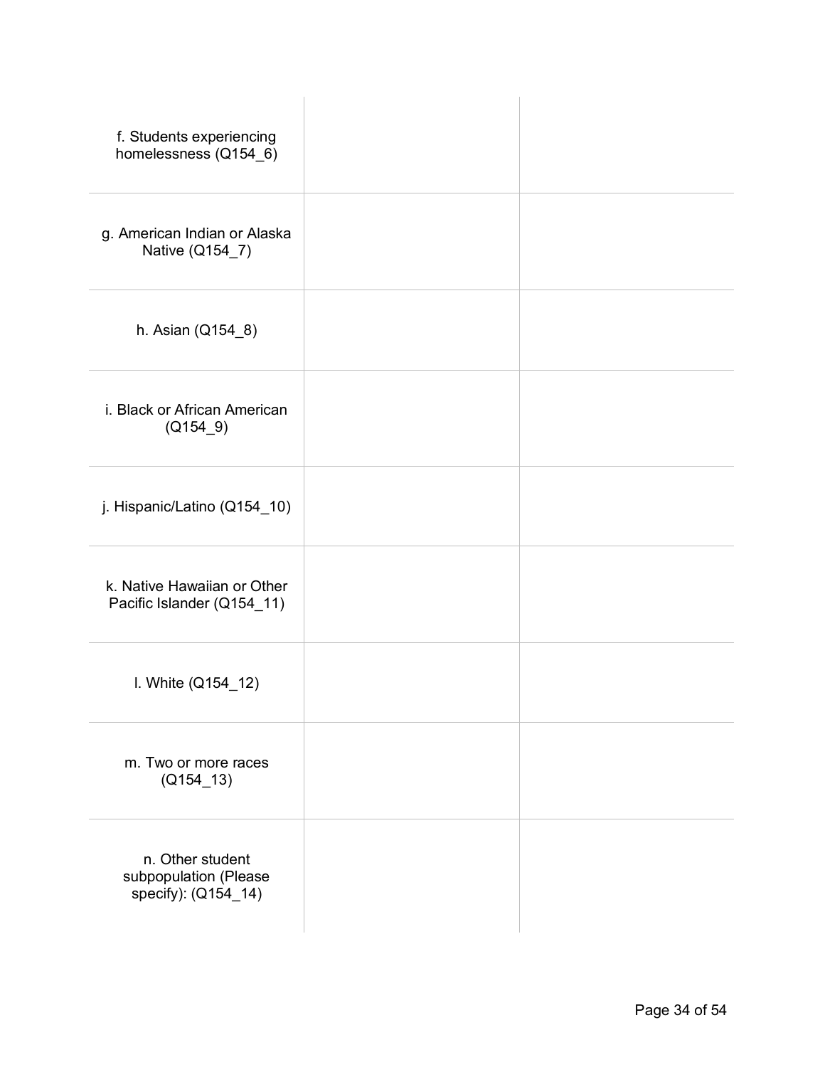| | | |
|---|---|---|
| f. Students experiencing homelessness (Q154_6) | | |
| g. American Indian or Alaska Native (Q154_7) | | |
| h. Asian (Q154_8) | | |
| i. Black or African American (Q154_9) | | |
| j. Hispanic/Latino (Q154_10) | | |
| k. Native Hawaiian or Other Pacific Islander (Q154_11) | | |
| l. White (Q154_12) | | |
| m. Two or more races (Q154_13) | | |
| n. Other student subpopulation (Please specify): (Q154_14) | | |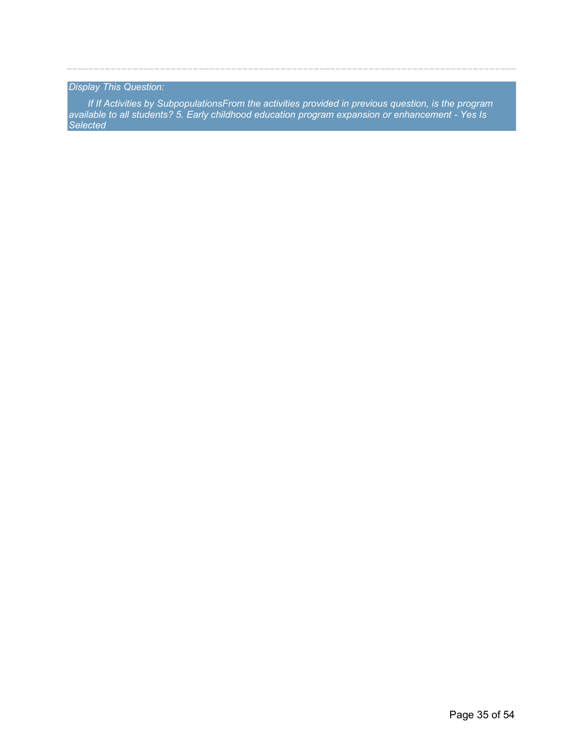---

*Display This Question:*

*If If Activities by SubpopulationsFrom the activities provided in previous question, is the program available to all students? 5. Early childhood education program expansion or enhancement - Yes Is Selected*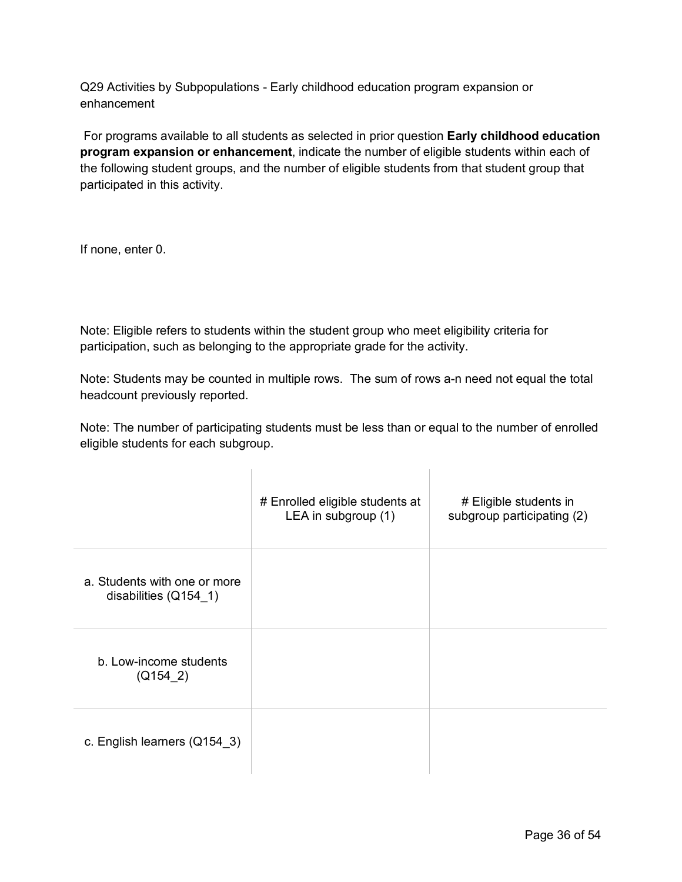Q29 Activities by Subpopulations - Early childhood education program expansion or enhancement

For programs available to all students as selected in prior question **Early childhood education program expansion or enhancement**, indicate the number of eligible students within each of the following student groups, and the number of eligible students from that student group that participated in this activity.

If none, enter 0.

Note: Eligible refers to students within the student group who meet eligibility criteria for participation, such as belonging to the appropriate grade for the activity.

Note: Students may be counted in multiple rows. The sum of rows a-n need not equal the total headcount previously reported.

Note: The number of participating students must be less than or equal to the number of enrolled eligible students for each subgroup.

| | # Enrolled eligible students at LEA in subgroup (1) | # Eligible students in subgroup participating (2) |
|---|---|---|
| a. Students with one or more disabilities (Q154_1) | | |
| b. Low-income students (Q154_2) | | |
| c. English learners (Q154_3) | | |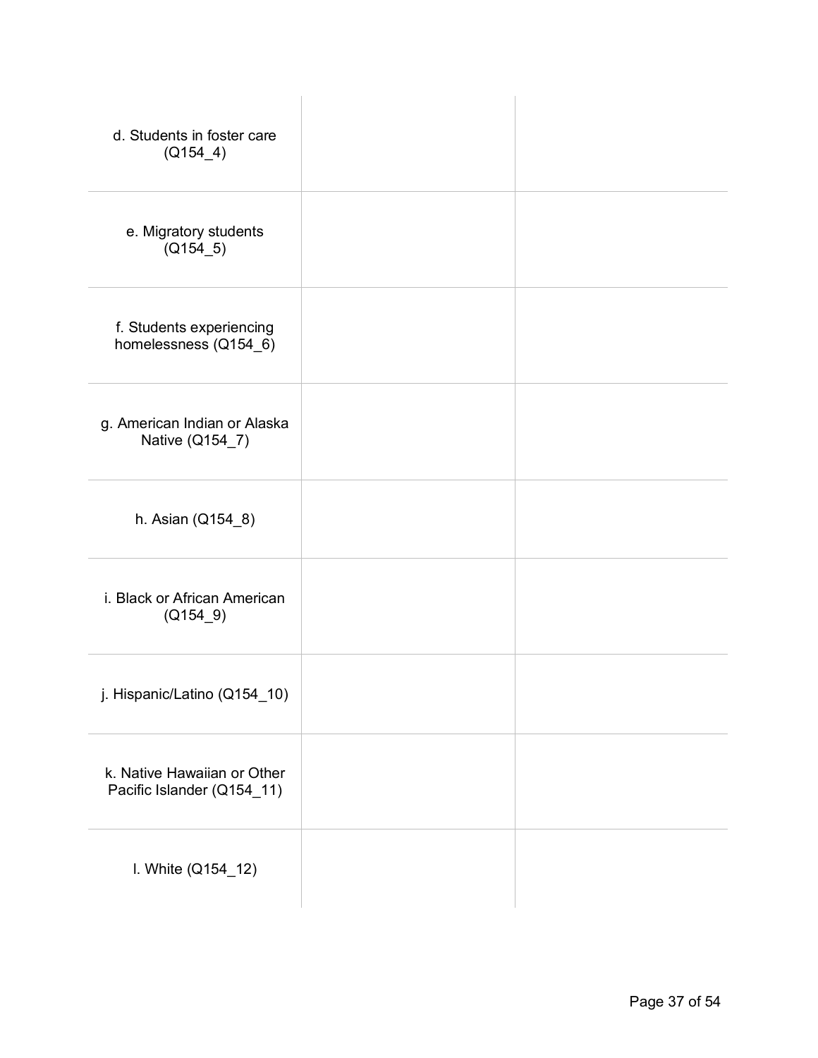| | | |
|---|---|---|
| d. Students in foster care (Q154_4) | | |
| e. Migratory students (Q154_5) | | |
| f. Students experiencing homelessness (Q154_6) | | |
| g. American Indian or Alaska Native (Q154_7) | | |
| h. Asian (Q154_8) | | |
| i. Black or African American (Q154_9) | | |
| j. Hispanic/Latino (Q154_10) | | |
| k. Native Hawaiian or Other Pacific Islander (Q154_11) | | |
| l. White (Q154_12) | | |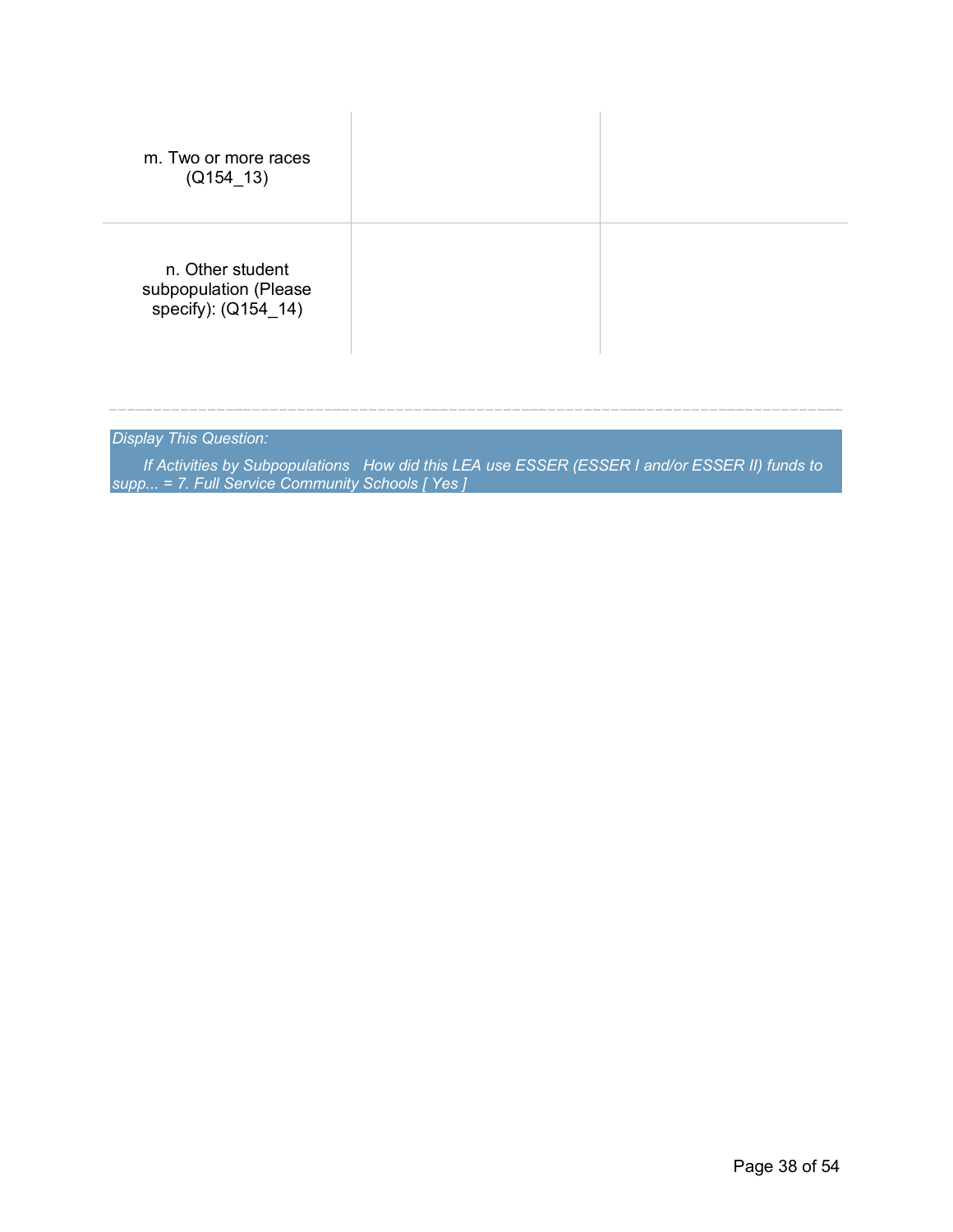| | | |
|---|---|---|
| m. Two or more races (Q154_13) | | |
| n. Other student subpopulation (Please specify): (Q154_14) | | |

---

*Display This Question:*

*If Activities by Subpopulations How did this LEA use ESSER (ESSER I and/or ESSER II) funds to supp... = 7. Full Service Community Schools [ Yes ]*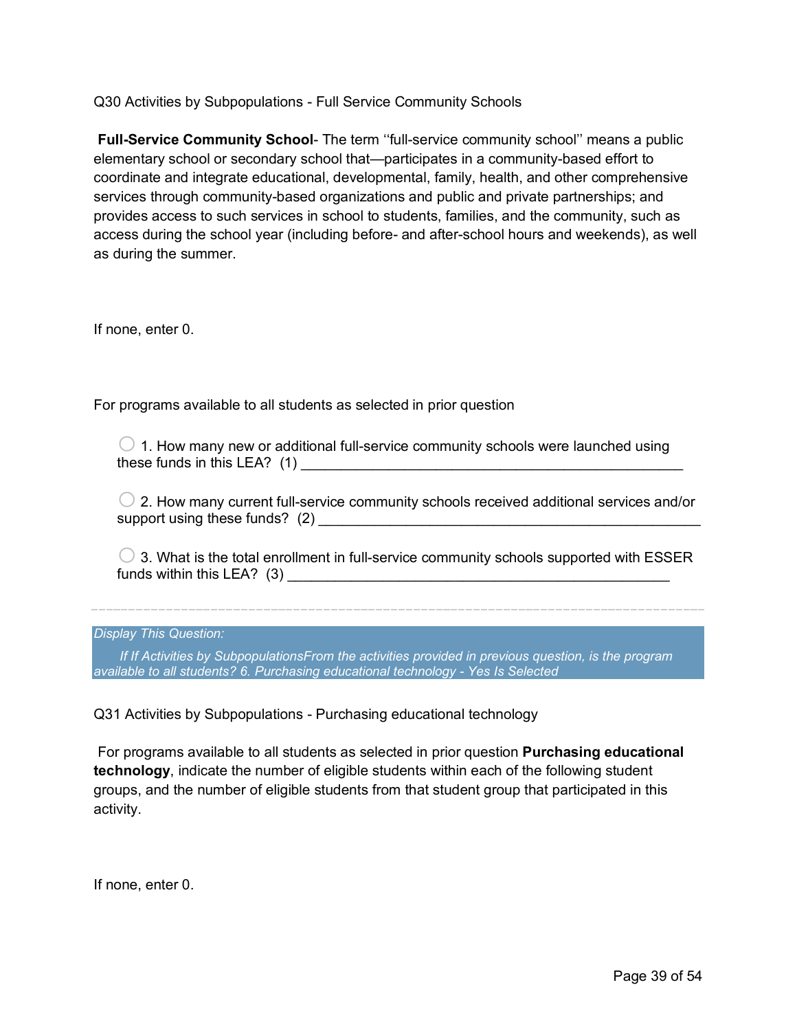Q30 Activities by Subpopulations - Full Service Community Schools

**Full-Service Community School**- The term ''full-service community school'' means a public elementary school or secondary school that—participates in a community-based effort to coordinate and integrate educational, developmental, family, health, and other comprehensive services through community-based organizations and public and private partnerships; and provides access to such services in school to students, families, and the community, such as access during the school year (including before- and after-school hours and weekends), as well as during the summer.

If none, enter 0.

For programs available to all students as selected in prior question

◯ 1. How many new or additional full-service community schools were launched using these funds in this LEA? (1) ________________________________________________

◯ 2. How many current full-service community schools received additional services and/or support using these funds? (2) ________________________________________________

◯ 3. What is the total enrollment in full-service community schools supported with ESSER funds within this LEA? (3) ________________________________________________

---

*Display This Question:*

*If If Activities by SubpopulationsFrom the activities provided in previous question, is the program available to all students? 6. Purchasing educational technology - Yes Is Selected*

Q31 Activities by Subpopulations - Purchasing educational technology

For programs available to all students as selected in prior question **Purchasing educational technology**, indicate the number of eligible students within each of the following student groups, and the number of eligible students from that student group that participated in this activity.

If none, enter 0.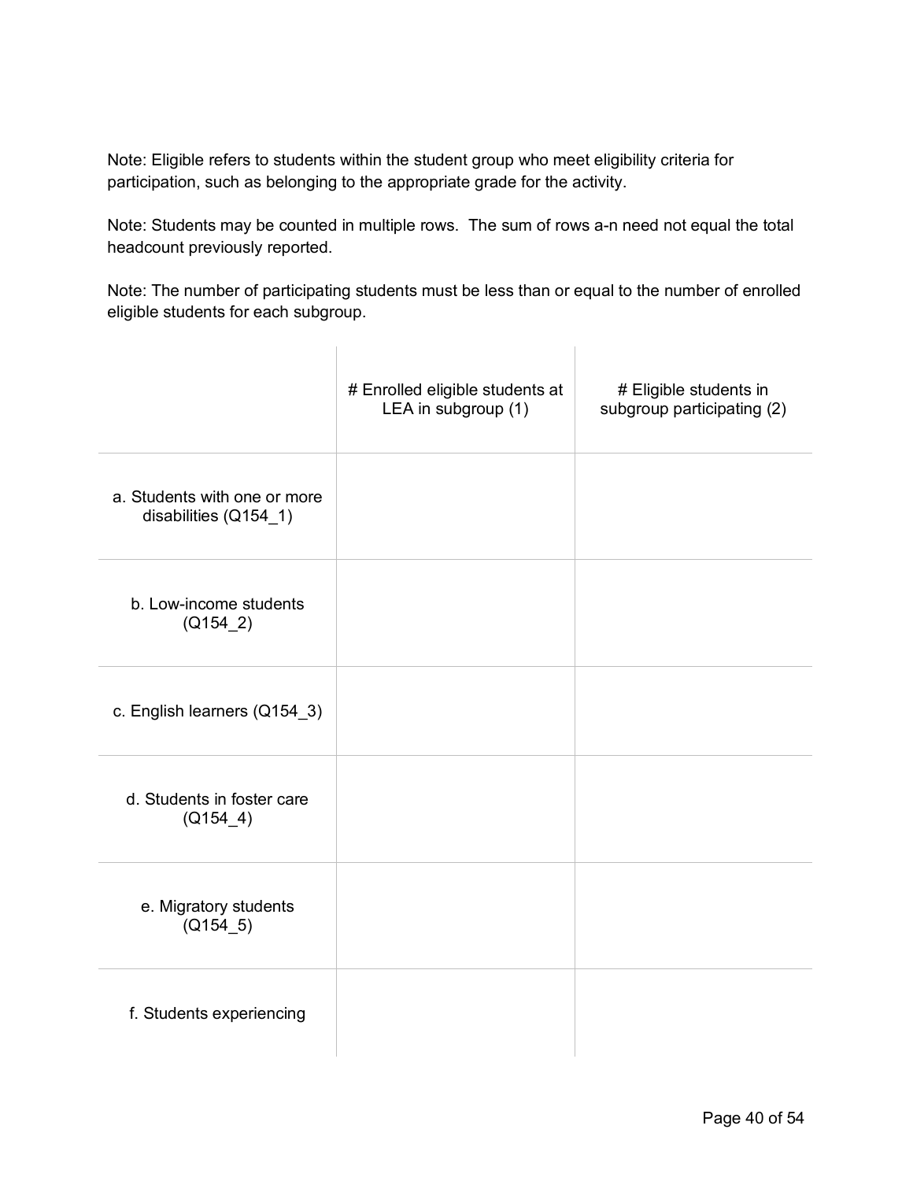Note: Eligible refers to students within the student group who meet eligibility criteria for participation, such as belonging to the appropriate grade for the activity.

Note: Students may be counted in multiple rows. The sum of rows a-n need not equal the total headcount previously reported.

Note: The number of participating students must be less than or equal to the number of enrolled eligible students for each subgroup.

| | # Enrolled eligible students at LEA in subgroup (1) | # Eligible students in subgroup participating (2) |
|---|---|---|
| a. Students with one or more disabilities (Q154_1) | | |
| b. Low-income students (Q154_2) | | |
| c. English learners (Q154_3) | | |
| d. Students in foster care (Q154_4) | | |
| e. Migratory students (Q154_5) | | |
| f. Students experiencing | | |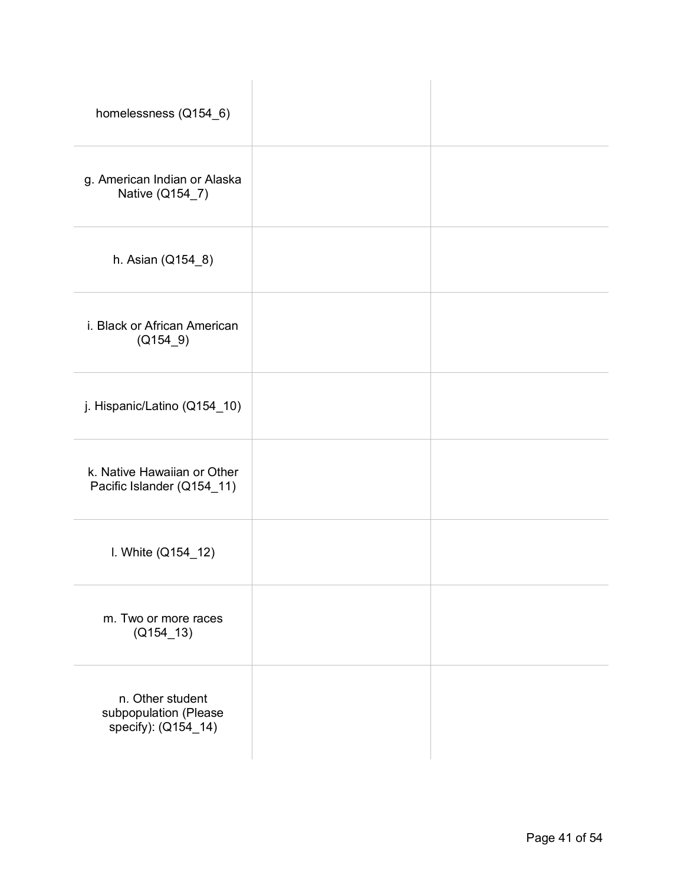| | | |
|---|---|---|
| homelessness (Q154_6) | | |
| g. American Indian or Alaska Native (Q154_7) | | |
| h. Asian (Q154_8) | | |
| i. Black or African American (Q154_9) | | |
| j. Hispanic/Latino (Q154_10) | | |
| k. Native Hawaiian or Other Pacific Islander (Q154_11) | | |
| l. White (Q154_12) | | |
| m. Two or more races (Q154_13) | | |
| n. Other student subpopulation (Please specify): (Q154_14) | | |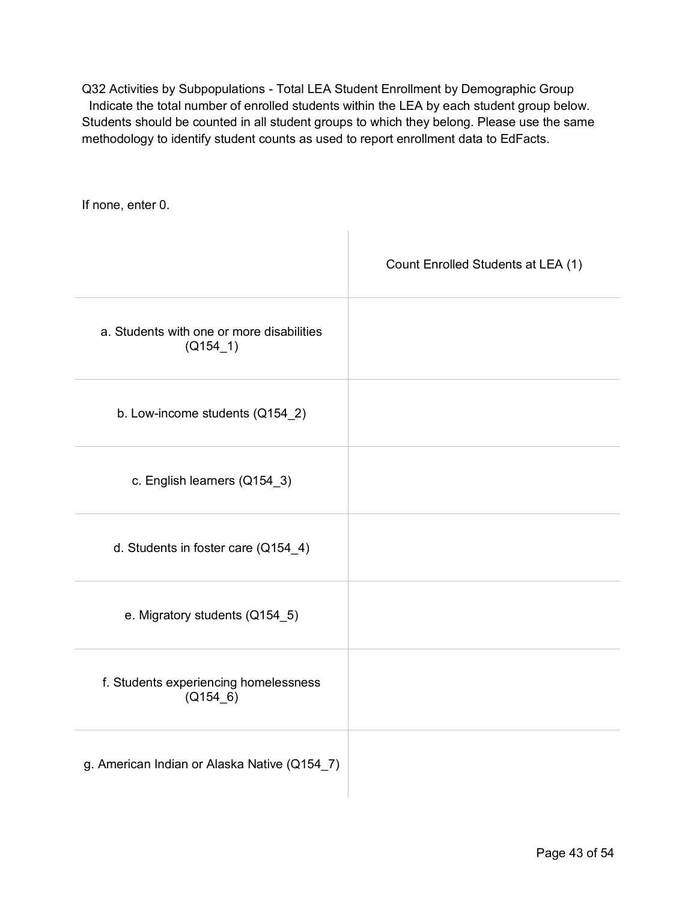Q32 Activities by Subpopulations - Total LEA Student Enrollment by Demographic Group
Indicate the total number of enrolled students within the LEA by each student group below. Students should be counted in all student groups to which they belong. Please use the same methodology to identify student counts as used to report enrollment data to EdFacts.

If none, enter 0.

| | Count Enrolled Students at LEA (1) |
|---|---|
| a. Students with one or more disabilities (Q154_1) | |
| b. Low-income students (Q154_2) | |
| c. English learners (Q154_3) | |
| d. Students in foster care (Q154_4) | |
| e. Migratory students (Q154_5) | |
| f. Students experiencing homelessness (Q154_6) | |
| g. American Indian or Alaska Native (Q154_7) | |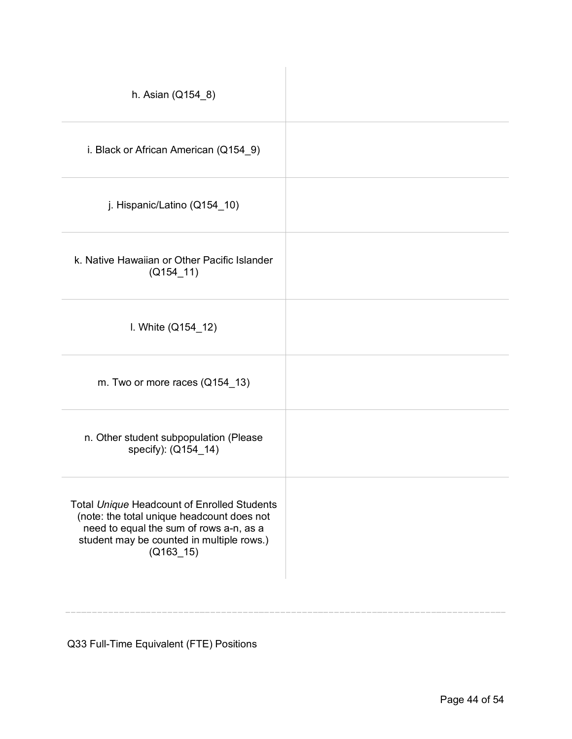| | |
|---|---|
| h. Asian (Q154_8) | |
| i. Black or African American (Q154_9) | |
| j. Hispanic/Latino (Q154_10) | |
| k. Native Hawaiian or Other Pacific Islander (Q154_11) | |
| l. White (Q154_12) | |
| m. Two or more races (Q154_13) | |
| n. Other student subpopulation (Please specify): (Q154_14) | |
| Total *Unique* Headcount of Enrolled Students (note: the total unique headcount does not need to equal the sum of rows a-n, as a student may be counted in multiple rows.) (Q163_15) | |

---

Q33 Full-Time Equivalent (FTE) Positions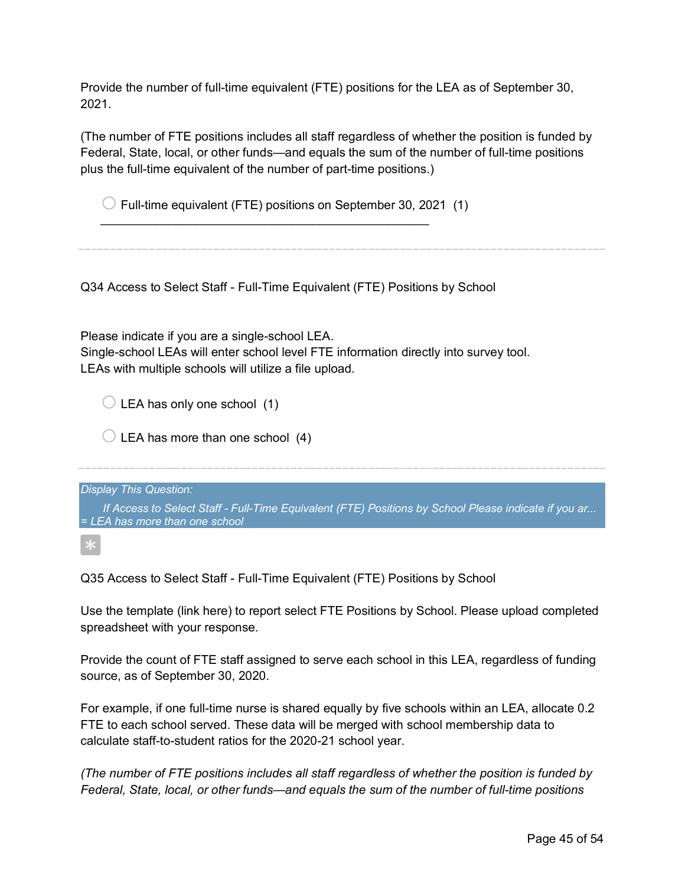Provide the number of full-time equivalent (FTE) positions for the LEA as of September 30, 2021.

(The number of FTE positions includes all staff regardless of whether the position is funded by Federal, State, local, or other funds—and equals the sum of the number of full-time positions plus the full-time equivalent of the number of part-time positions.)

- ○ Full-time equivalent (FTE) positions on September 30, 2021 (1) ________________________________________________

---

Q34 Access to Select Staff - Full-Time Equivalent (FTE) Positions by School

Please indicate if you are a single-school LEA.
Single-school LEAs will enter school level FTE information directly into survey tool.
LEAs with multiple schools will utilize a file upload.

- ○ LEA has only one school (1)
- ○ LEA has more than one school (4)

---

*Display This Question:*

*If Access to Select Staff - Full-Time Equivalent (FTE) Positions by School Please indicate if you ar... = LEA has more than one school*

*

Q35 Access to Select Staff - Full-Time Equivalent (FTE) Positions by School

Use the template (link here) to report select FTE Positions by School. Please upload completed spreadsheet with your response.

Provide the count of FTE staff assigned to serve each school in this LEA, regardless of funding source, as of September 30, 2020.

For example, if one full-time nurse is shared equally by five schools within an LEA, allocate 0.2 FTE to each school served. These data will be merged with school membership data to calculate staff-to-student ratios for the 2020-21 school year.

*(The number of FTE positions includes all staff regardless of whether the position is funded by Federal, State, local, or other funds—and equals the sum of the number of full-time positions*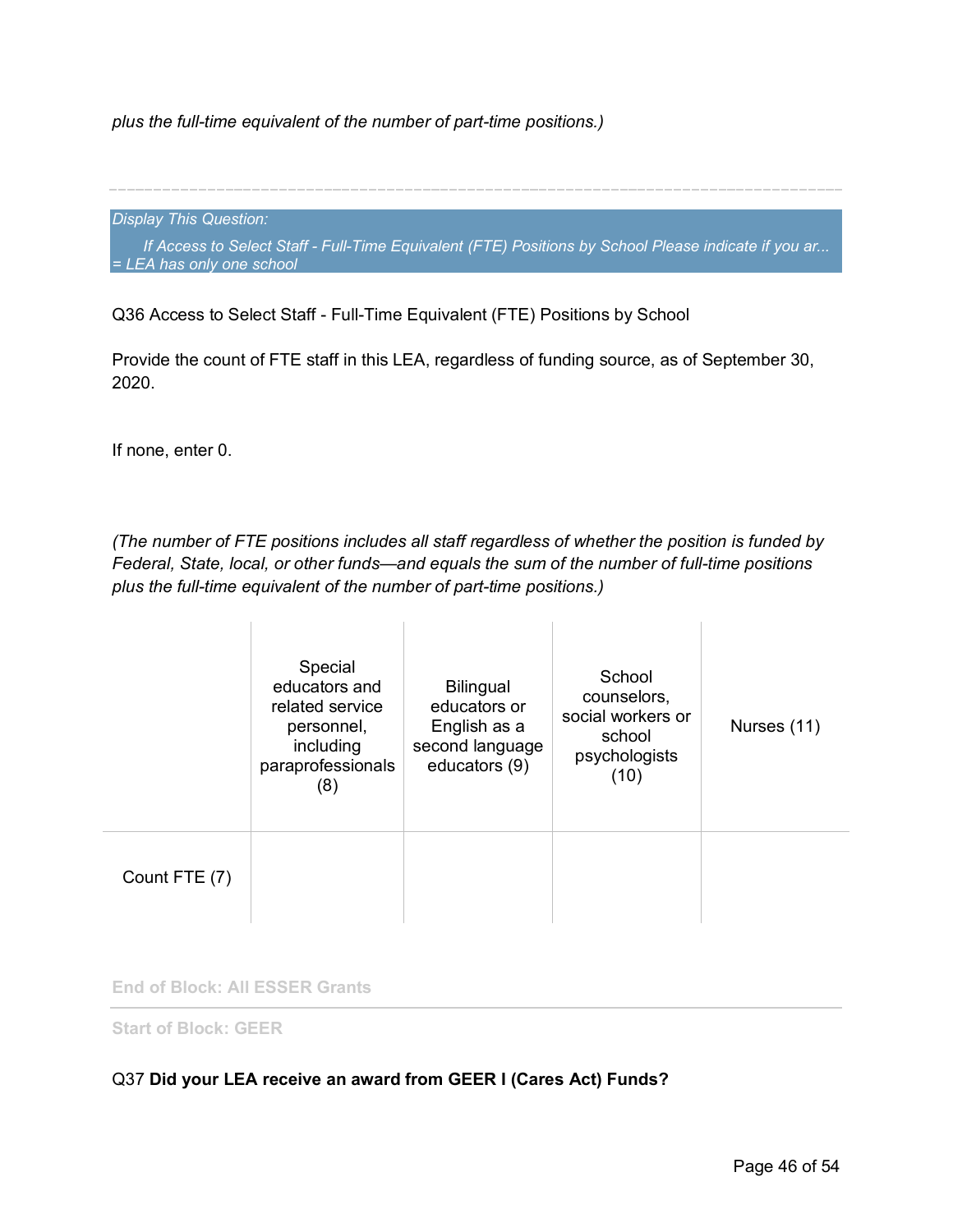*plus the full-time equivalent of the number of part-time positions.)*

---

*Display This Question:*

*If Access to Select Staff - Full-Time Equivalent (FTE) Positions by School Please indicate if you ar... = LEA has only one school*

Q36 Access to Select Staff - Full-Time Equivalent (FTE) Positions by School

Provide the count of FTE staff in this LEA, regardless of funding source, as of September 30, 2020.

If none, enter 0.

*(The number of FTE positions includes all staff regardless of whether the position is funded by Federal, State, local, or other funds—and equals the sum of the number of full-time positions plus the full-time equivalent of the number of part-time positions.)*

| | Special educators and related service personnel, including paraprofessionals (8) | Bilingual educators or English as a second language educators (9) | School counselors, social workers or school psychologists (10) | Nurses (11) |
|---|---|---|---|---|
| Count FTE (7) | | | | |

End of Block: All ESSER Grants

Start of Block: GEER

Q37 **Did your LEA receive an award from GEER I (Cares Act) Funds?**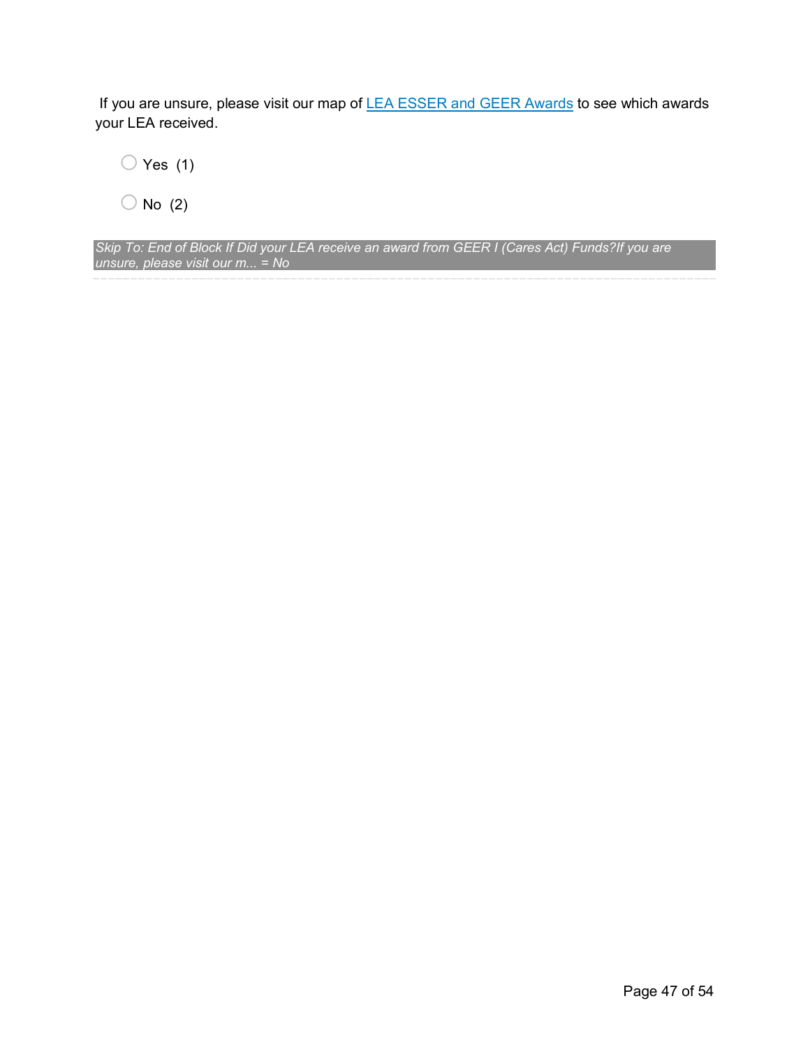If you are unsure, please visit our map of [LEA ESSER and GEER Awards]() to see which awards your LEA received.

◯ Yes (1)

◯ No (2)

*Skip To: End of Block If Did your LEA receive an award from GEER I (Cares Act) Funds?If you are unsure, please visit our m... = No*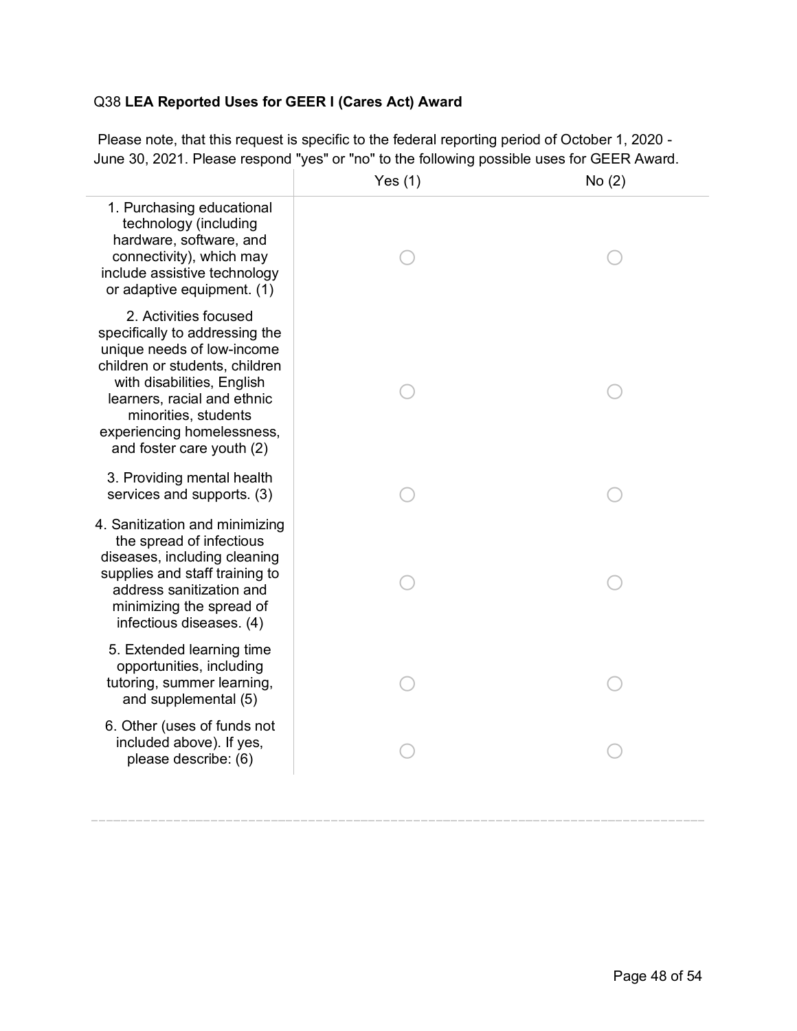Q38 **LEA Reported Uses for GEER I (Cares Act) Award**

Please note, that this request is specific to the federal reporting period of October 1, 2020 - June 30, 2021. Please respond "yes" or "no" to the following possible uses for GEER Award.

| | Yes (1) | No (2) |
|---|---|---|
| 1. Purchasing educational technology (including hardware, software, and connectivity), which may include assistive technology or adaptive equipment. (1) | ○ | ○ |
| 2. Activities focused specifically to addressing the unique needs of low-income children or students, children with disabilities, English learners, racial and ethnic minorities, students experiencing homelessness, and foster care youth (2) | ○ | ○ |
| 3. Providing mental health services and supports. (3) | ○ | ○ |
| 4. Sanitization and minimizing the spread of infectious diseases, including cleaning supplies and staff training to address sanitization and minimizing the spread of infectious diseases. (4) | ○ | ○ |
| 5. Extended learning time opportunities, including tutoring, summer learning, and supplemental (5) | ○ | ○ |
| 6. Other (uses of funds not included above). If yes, please describe: (6) | ○ | ○ |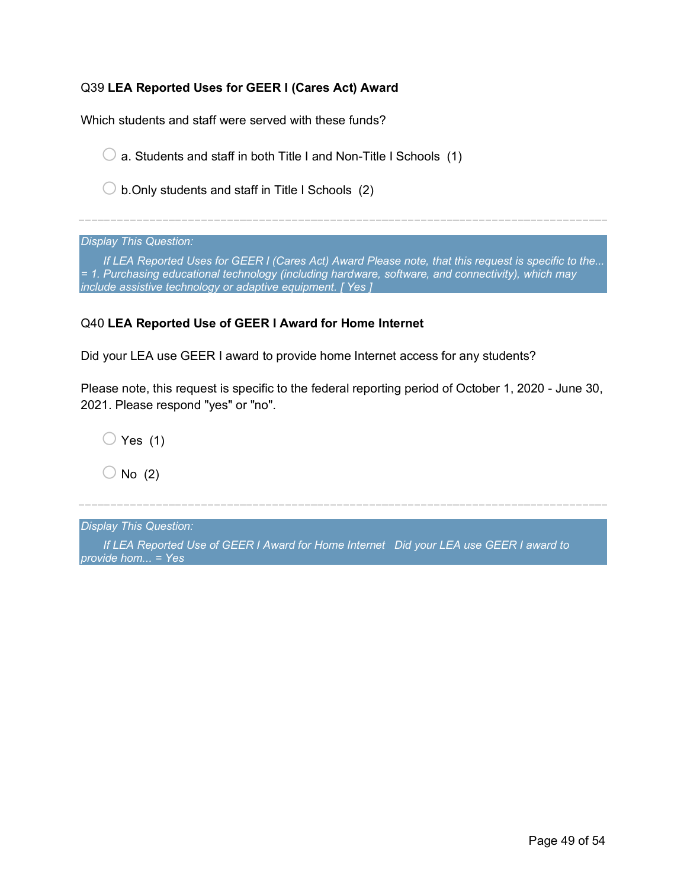Q39 **LEA Reported Uses for GEER I (Cares Act) Award**

Which students and staff were served with these funds?

- a. Students and staff in both Title I and Non-Title I Schools (1)
- b.Only students and staff in Title I Schools (2)

---

*Display This Question:*

*If LEA Reported Uses for GEER I (Cares Act) Award Please note, that this request is specific to the... = 1. Purchasing educational technology (including hardware, software, and connectivity), which may include assistive technology or adaptive equipment. [ Yes ]*

Q40 **LEA Reported Use of GEER I Award for Home Internet**

Did your LEA use GEER I award to provide home Internet access for any students?

Please note, this request is specific to the federal reporting period of October 1, 2020 - June 30, 2021. Please respond "yes" or "no".

- Yes (1)
- No (2)

---

*Display This Question:*

*If LEA Reported Use of GEER I Award for Home Internet Did your LEA use GEER I award to provide hom... = Yes*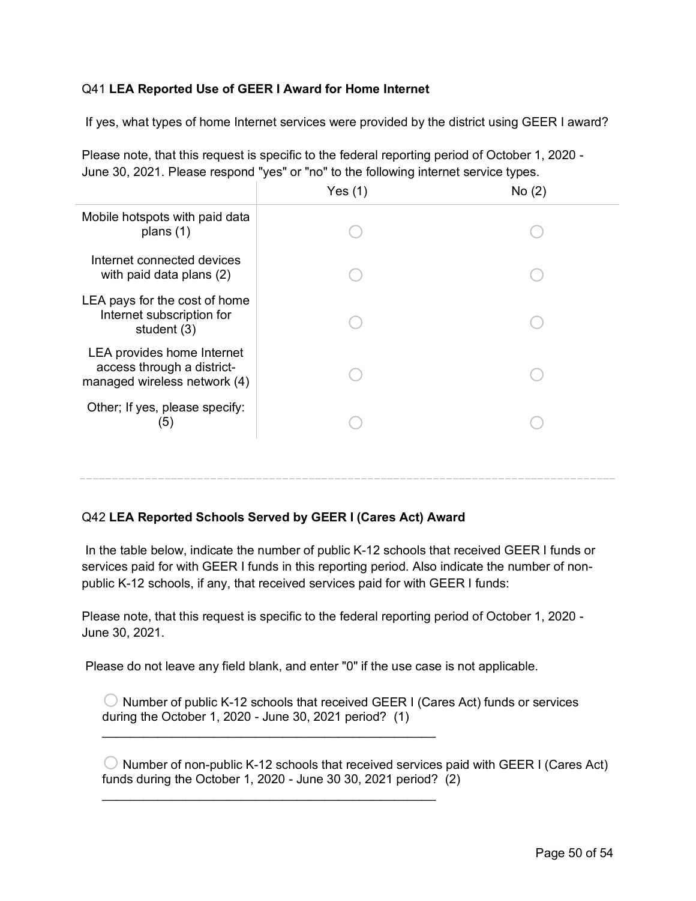Q41 **LEA Reported Use of GEER I Award for Home Internet**

If yes, what types of home Internet services were provided by the district using GEER I award?

Please note, that this request is specific to the federal reporting period of October 1, 2020 - June 30, 2021. Please respond "yes" or "no" to the following internet service types.

| | Yes (1) | No (2) |
|---|---|---|
| Mobile hotspots with paid data plans (1) | ○ | ○ |
| Internet connected devices with paid data plans (2) | ○ | ○ |
| LEA pays for the cost of home Internet subscription for student (3) | ○ | ○ |
| LEA provides home Internet access through a district-managed wireless network (4) | ○ | ○ |
| Other; If yes, please specify: (5) | ○ | ○ |

---

Q42 **LEA Reported Schools Served by GEER I (Cares Act) Award**

In the table below, indicate the number of public K-12 schools that received GEER I funds or services paid for with GEER I funds in this reporting period. Also indicate the number of non-public K-12 schools, if any, that received services paid for with GEER I funds:

Please note, that this request is specific to the federal reporting period of October 1, 2020 - June 30, 2021.

Please do not leave any field blank, and enter "0" if the use case is not applicable.

○ Number of public K-12 schools that received GEER I (Cares Act) funds or services during the October 1, 2020 - June 30, 2021 period? (1) ________________________________________________

○ Number of non-public K-12 schools that received services paid with GEER I (Cares Act) funds during the October 1, 2020 - June 30 30, 2021 period? (2) ________________________________________________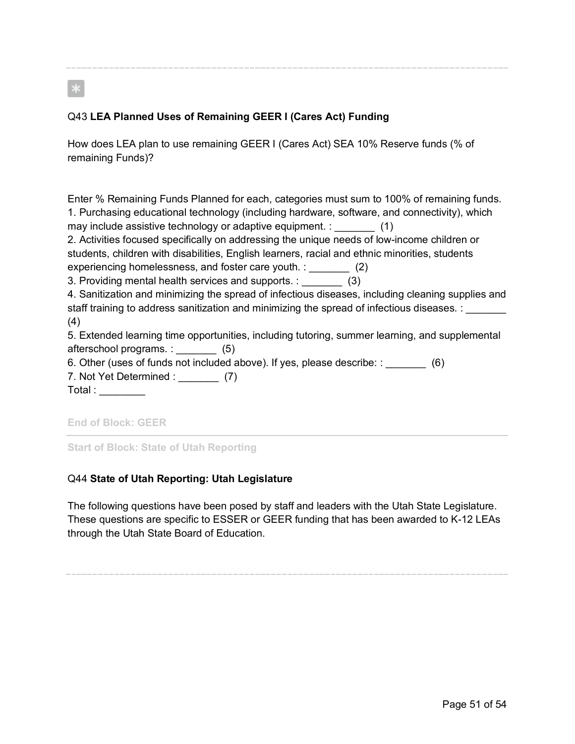---

*

Q43 **LEA Planned Uses of Remaining GEER I (Cares Act) Funding**

How does LEA plan to use remaining GEER I (Cares Act) SEA 10% Reserve funds (% of remaining Funds)?

Enter % Remaining Funds Planned for each, categories must sum to 100% of remaining funds.
1. Purchasing educational technology (including hardware, software, and connectivity), which may include assistive technology or adaptive equipment. : _______ (1)
2. Activities focused specifically on addressing the unique needs of low-income children or students, children with disabilities, English learners, racial and ethnic minorities, students experiencing homelessness, and foster care youth. : _______ (2)
3. Providing mental health services and supports. : _______ (3)
4. Sanitization and minimizing the spread of infectious diseases, including cleaning supplies and staff training to address sanitization and minimizing the spread of infectious diseases. : _______ (4)
5. Extended learning time opportunities, including tutoring, summer learning, and supplemental afterschool programs. : _______ (5)
6. Other (uses of funds not included above). If yes, please describe: : _______ (6)
7. Not Yet Determined : _______ (7)
Total : ________

End of Block: GEER

---

Start of Block: State of Utah Reporting

Q44 **State of Utah Reporting: Utah Legislature**

The following questions have been posed by staff and leaders with the Utah State Legislature. These questions are specific to ESSER or GEER funding that has been awarded to K-12 LEAs through the Utah State Board of Education.

---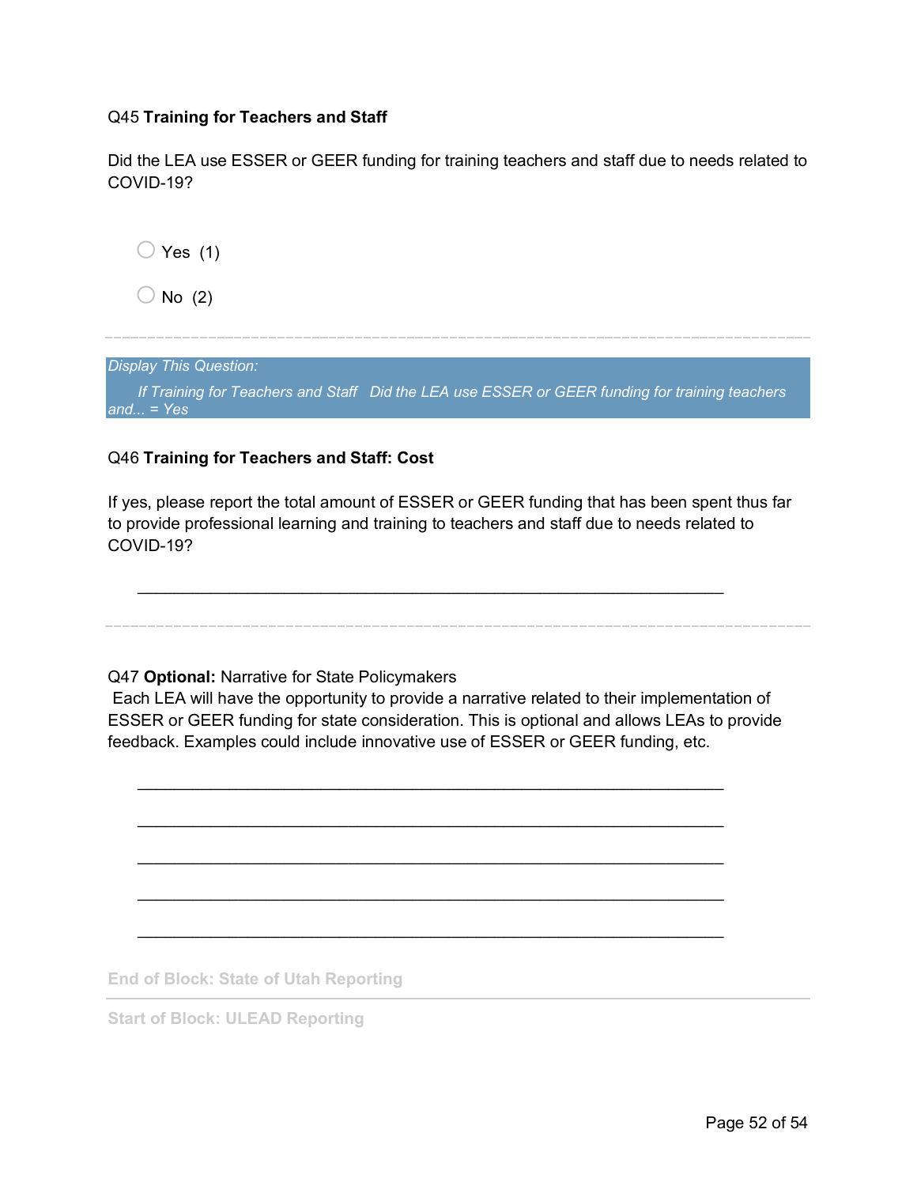Q45 **Training for Teachers and Staff**

Did the LEA use ESSER or GEER funding for training teachers and staff due to needs related to COVID-19?

- ◯ Yes (1)
- ◯ No (2)

---

*Display This Question:*

*If Training for Teachers and Staff Did the LEA use ESSER or GEER funding for training teachers and... = Yes*

Q46 **Training for Teachers and Staff: Cost**

If yes, please report the total amount of ESSER or GEER funding that has been spent thus far to provide professional learning and training to teachers and staff due to needs related to COVID-19?

________________________________________________________________

---

Q47 **Optional:** Narrative for State Policymakers

Each LEA will have the opportunity to provide a narrative related to their implementation of ESSER or GEER funding for state consideration. This is optional and allows LEAs to provide feedback. Examples could include innovative use of ESSER or GEER funding, etc.

________________________________________________________________

________________________________________________________________

________________________________________________________________

________________________________________________________________

________________________________________________________________

**End of Block: State of Utah Reporting**

---

**Start of Block: ULEAD Reporting**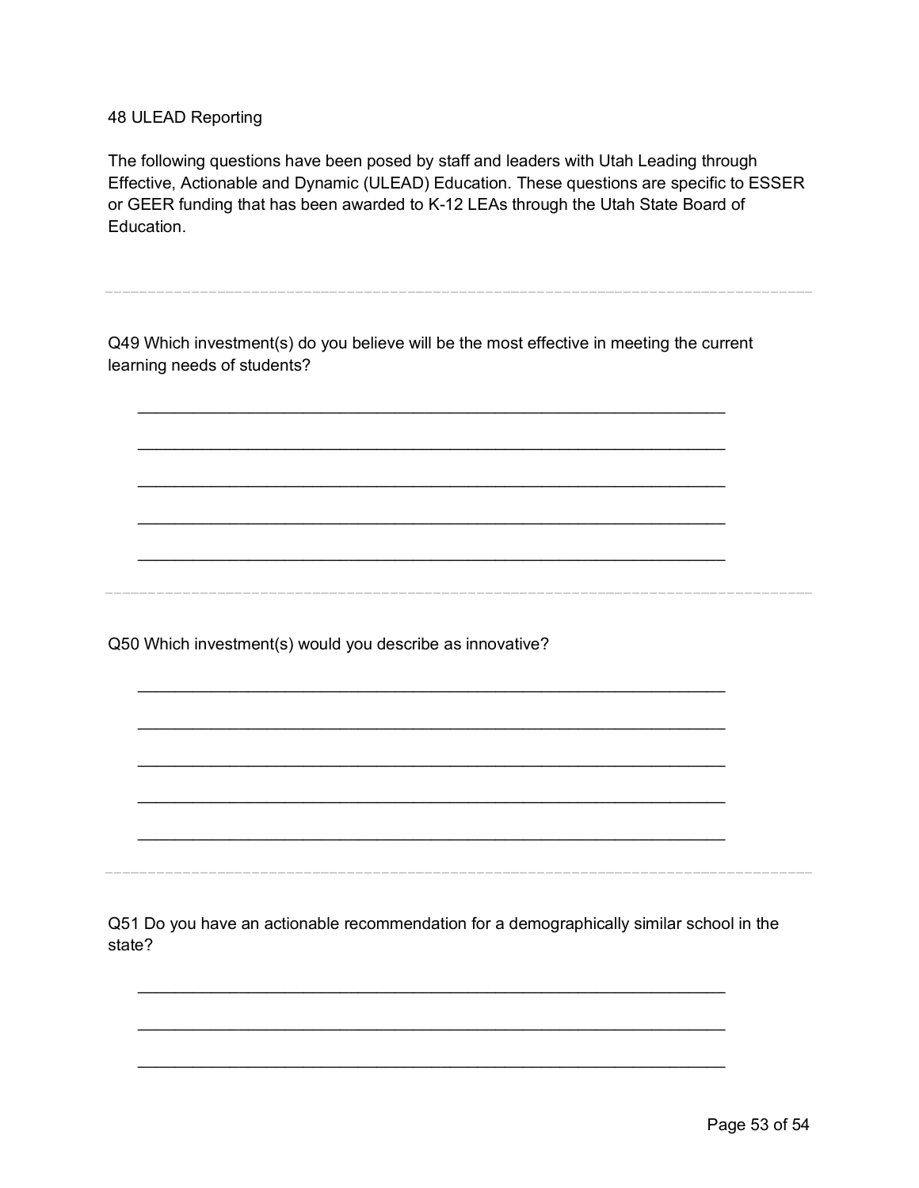48 ULEAD Reporting

The following questions have been posed by staff and leaders with Utah Leading through Effective, Actionable and Dynamic (ULEAD) Education. These questions are specific to ESSER or GEER funding that has been awarded to K-12 LEAs through the Utah State Board of Education.

---

Q49 Which investment(s) do you believe will be the most effective in meeting the current learning needs of students?

________________________________________________________________

________________________________________________________________

________________________________________________________________

________________________________________________________________

________________________________________________________________

---

Q50 Which investment(s) would you describe as innovative?

________________________________________________________________

________________________________________________________________

________________________________________________________________

________________________________________________________________

________________________________________________________________

---

Q51 Do you have an actionable recommendation for a demographically similar school in the state?

________________________________________________________________

________________________________________________________________

________________________________________________________________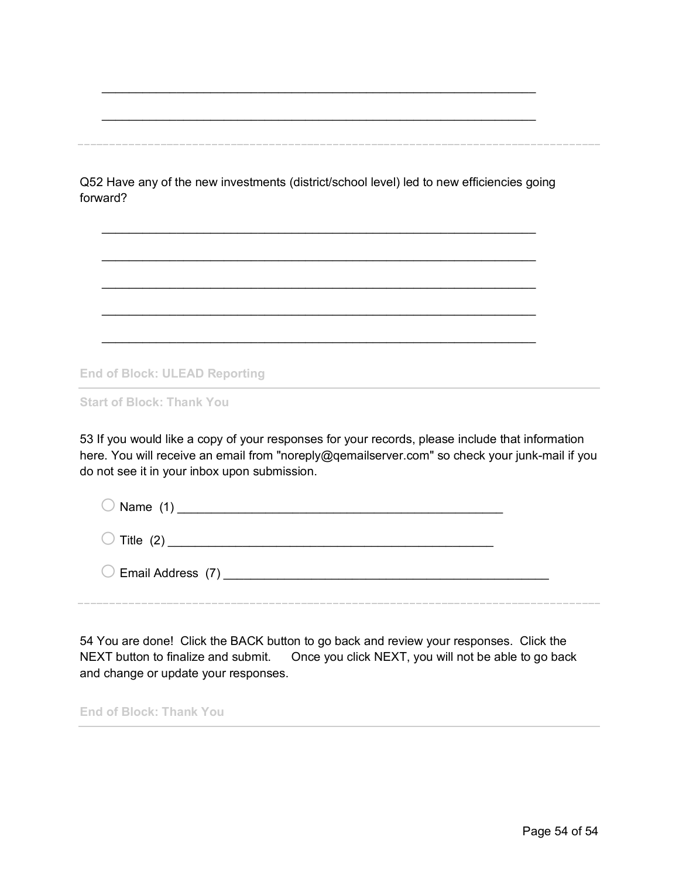________________________________________________________________

________________________________________________________________

---

Q52 Have any of the new investments (district/school level) led to new efficiencies going forward?

________________________________________________________________

________________________________________________________________

________________________________________________________________

________________________________________________________________

________________________________________________________________

**End of Block: ULEAD Reporting**

---

**Start of Block: Thank You**

53 If you would like a copy of your responses for your records, please include that information here. You will receive an email from "noreply@qemailserver.com" so check your junk-mail if you do not see it in your inbox upon submission.

○ Name (1) ________________________________________________

○ Title (2) ________________________________________________

○ Email Address (7) ________________________________________________

---

54 You are done! Click the BACK button to go back and review your responses. Click the NEXT button to finalize and submit. Once you click NEXT, you will not be able to go back and change or update your responses.

**End of Block: Thank You**